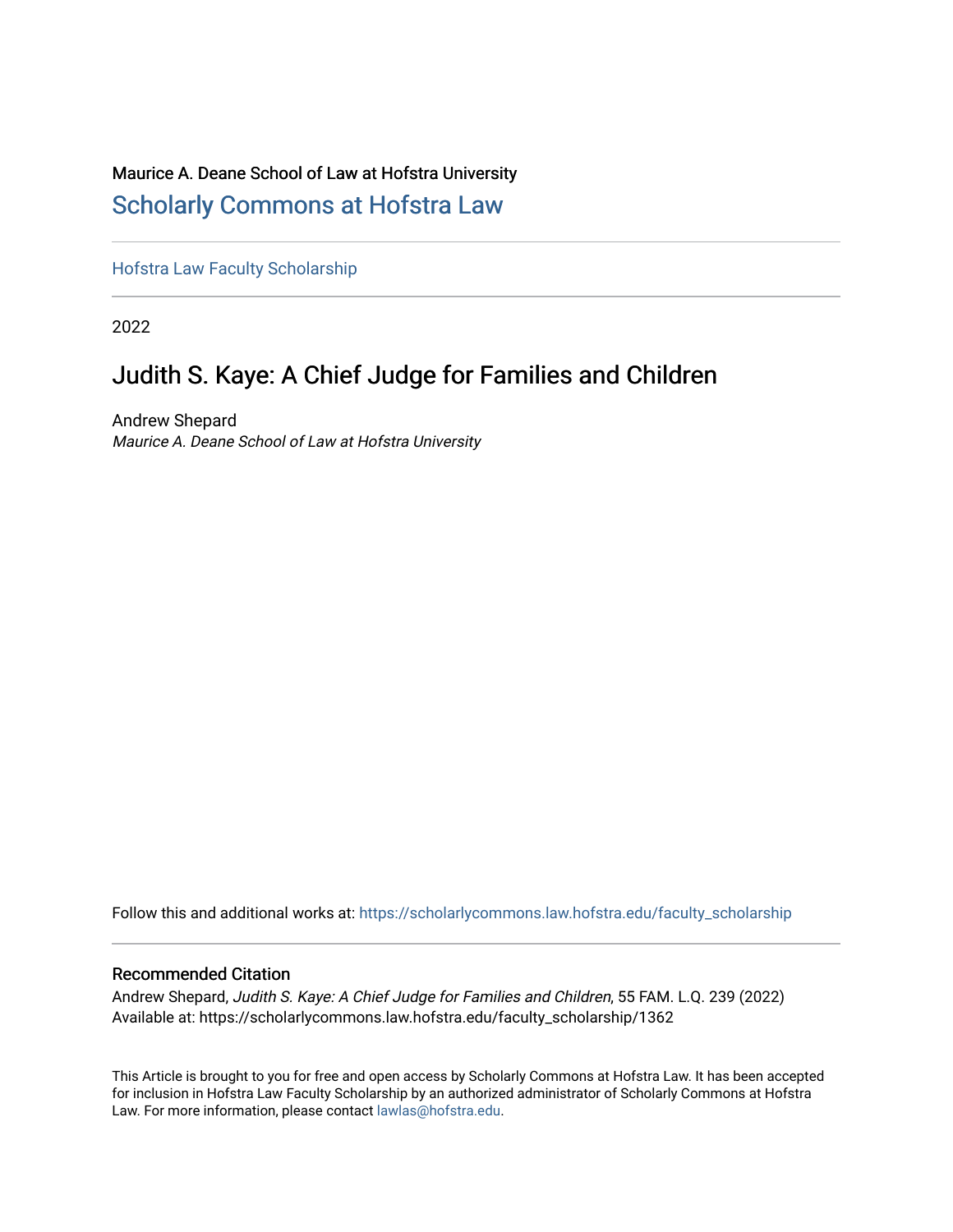Maurice A. Deane School of Law at Hofstra University

## Scholarly Commons at Hofstra Law

Hofstra Law Faculty Scholarship

2022

# Judith S. Kaye: A Chief Judge for Families and Children

Andrew Shepard
*Maurice A. Deane School of Law at Hofstra University*

Follow this and additional works at: https://scholarlycommons.law.hofstra.edu/faculty_scholarship

### Recommended Citation

Andrew Shepard, *Judith S. Kaye: A Chief Judge for Families and Children*, 55 FAM. L.Q. 239 (2022)
Available at: https://scholarlycommons.law.hofstra.edu/faculty_scholarship/1362

This Article is brought to you for free and open access by Scholarly Commons at Hofstra Law. It has been accepted for inclusion in Hofstra Law Faculty Scholarship by an authorized administrator of Scholarly Commons at Hofstra Law. For more information, please contact lawlas@hofstra.edu.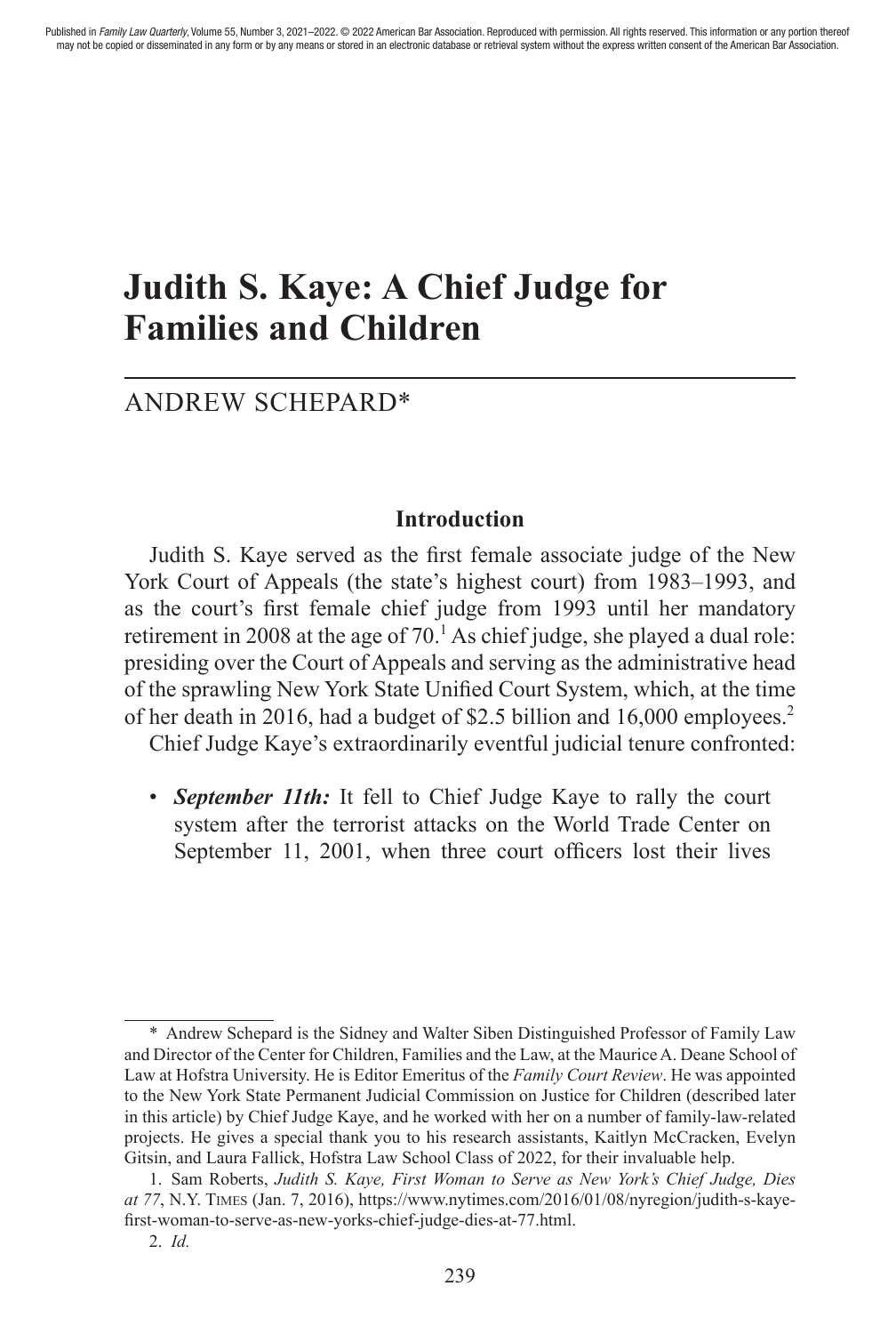# Judith S. Kaye: A Chief Judge for Families and Children

ANDREW SCHEPARD*

## Introduction

Judith S. Kaye served as the first female associate judge of the New York Court of Appeals (the state's highest court) from 1983–1993, and as the court's first female chief judge from 1993 until her mandatory retirement in 2008 at the age of 70.[1] As chief judge, she played a dual role: presiding over the Court of Appeals and serving as the administrative head of the sprawling New York State Unified Court System, which, at the time of her death in 2016, had a budget of $2.5 billion and 16,000 employees.[2]

Chief Judge Kaye's extraordinarily eventful judicial tenure confronted:

- ***September 11th:*** It fell to Chief Judge Kaye to rally the court system after the terrorist attacks on the World Trade Center on September 11, 2001, when three court officers lost their lives

---

\* Andrew Schepard is the Sidney and Walter Siben Distinguished Professor of Family Law and Director of the Center for Children, Families and the Law, at the Maurice A. Deane School of Law at Hofstra University. He is Editor Emeritus of the *Family Court Review*. He was appointed to the New York State Permanent Judicial Commission on Justice for Children (described later in this article) by Chief Judge Kaye, and he worked with her on a number of family-law-related projects. He gives a special thank you to his research assistants, Kaitlyn McCracken, Evelyn Gitsin, and Laura Fallick, Hofstra Law School Class of 2022, for their invaluable help.

1. Sam Roberts, *Judith S. Kaye, First Woman to Serve as New York's Chief Judge, Dies at 77*, N.Y. TIMES (Jan. 7, 2016), https://www.nytimes.com/2016/01/08/nyregion/judith-s-kaye-first-woman-to-serve-as-new-yorks-chief-judge-dies-at-77.html.

2. *Id.*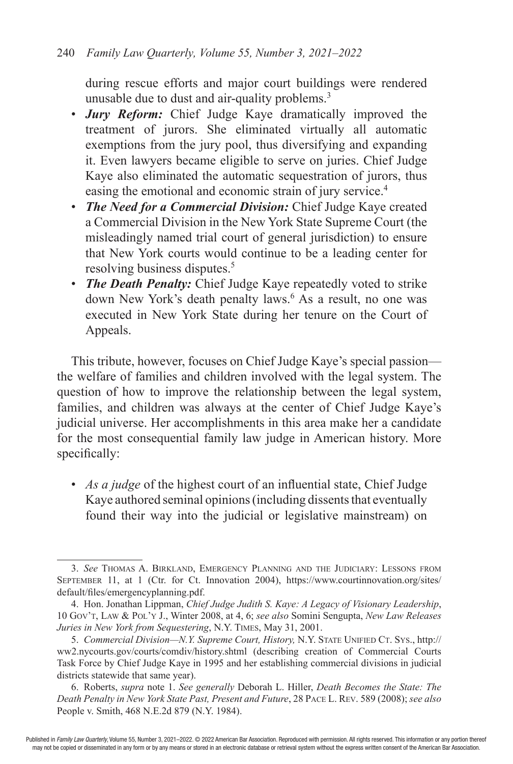during rescue efforts and major court buildings were rendered unusable due to dust and air-quality problems.[3]

- ***Jury Reform:*** Chief Judge Kaye dramatically improved the treatment of jurors. She eliminated virtually all automatic exemptions from the jury pool, thus diversifying and expanding it. Even lawyers became eligible to serve on juries. Chief Judge Kaye also eliminated the automatic sequestration of jurors, thus easing the emotional and economic strain of jury service.[4]
- ***The Need for a Commercial Division:*** Chief Judge Kaye created a Commercial Division in the New York State Supreme Court (the misleadingly named trial court of general jurisdiction) to ensure that New York courts would continue to be a leading center for resolving business disputes.[5]
- ***The Death Penalty:*** Chief Judge Kaye repeatedly voted to strike down New York's death penalty laws.[6] As a result, no one was executed in New York State during her tenure on the Court of Appeals.

This tribute, however, focuses on Chief Judge Kaye's special passion—the welfare of families and children involved with the legal system. The question of how to improve the relationship between the legal system, families, and children was always at the center of Chief Judge Kaye's judicial universe. Her accomplishments in this area make her a candidate for the most consequential family law judge in American history. More specifically:

- *As a judge* of the highest court of an influential state, Chief Judge Kaye authored seminal opinions (including dissents that eventually found their way into the judicial or legislative mainstream) on

---

3. *See* Thomas A. Birkland, Emergency Planning and the Judiciary: Lessons from September 11, at 1 (Ctr. for Ct. Innovation 2004), https://www.courtinnovation.org/sites/default/files/emergencyplanning.pdf.

4. Hon. Jonathan Lippman, *Chief Judge Judith S. Kaye: A Legacy of Visionary Leadership*, 10 Gov't, Law & Pol'y J., Winter 2008, at 4, 6; *see also* Somini Sengupta, *New Law Releases Juries in New York from Sequestering*, N.Y. Times, May 31, 2001.

5. *Commercial Division—N.Y. Supreme Court, History,* N.Y. State Unified Ct. Sys., http://ww2.nycourts.gov/courts/comdiv/history.shtml (describing creation of Commercial Courts Task Force by Chief Judge Kaye in 1995 and her establishing commercial divisions in judicial districts statewide that same year).

6. Roberts, *supra* note 1. *See generally* Deborah L. Hiller, *Death Becomes the State: The Death Penalty in New York State Past, Present and Future*, 28 Pace L. Rev. 589 (2008); *see also* People v. Smith, 468 N.E.2d 879 (N.Y. 1984).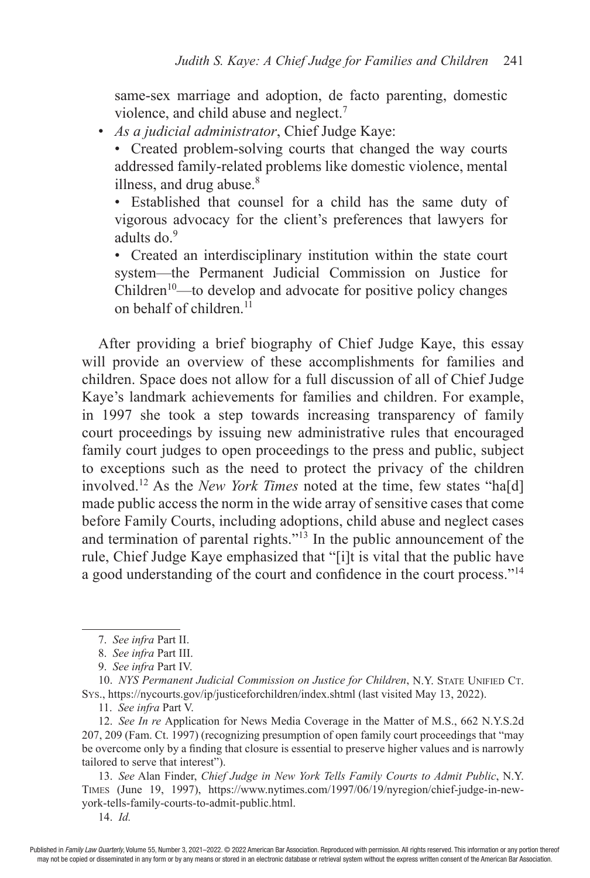same-sex marriage and adoption, de facto parenting, domestic violence, and child abuse and neglect.[7]

- *As a judicial administrator*, Chief Judge Kaye:
  - Created problem-solving courts that changed the way courts addressed family-related problems like domestic violence, mental illness, and drug abuse.[8]
  - Established that counsel for a child has the same duty of vigorous advocacy for the client's preferences that lawyers for adults do.[9]
  - Created an interdisciplinary institution within the state court system—the Permanent Judicial Commission on Justice for Children[10]—to develop and advocate for positive policy changes on behalf of children.[11]

After providing a brief biography of Chief Judge Kaye, this essay will provide an overview of these accomplishments for families and children. Space does not allow for a full discussion of all of Chief Judge Kaye's landmark achievements for families and children. For example, in 1997 she took a step towards increasing transparency of family court proceedings by issuing new administrative rules that encouraged family court judges to open proceedings to the press and public, subject to exceptions such as the need to protect the privacy of the children involved.[12] As the *New York Times* noted at the time, few states "ha[d] made public access the norm in the wide array of sensitive cases that come before Family Courts, including adoptions, child abuse and neglect cases and termination of parental rights."[13] In the public announcement of the rule, Chief Judge Kaye emphasized that "[i]t is vital that the public have a good understanding of the court and confidence in the court process."[14]

---

7. *See infra* Part II.

8. *See infra* Part III.

9. *See infra* Part IV.

10. *NYS Permanent Judicial Commission on Justice for Children*, N.Y. State Unified Ct. Sys., https://nycourts.gov/ip/justiceforchildren/index.shtml (last visited May 13, 2022).

11. *See infra* Part V.

12. *See In re* Application for News Media Coverage in the Matter of M.S., 662 N.Y.S.2d 207, 209 (Fam. Ct. 1997) (recognizing presumption of open family court proceedings that "may be overcome only by a finding that closure is essential to preserve higher values and is narrowly tailored to serve that interest").

13. *See* Alan Finder, *Chief Judge in New York Tells Family Courts to Admit Public*, N.Y. Times (June 19, 1997), https://www.nytimes.com/1997/06/19/nyregion/chief-judge-in-new-york-tells-family-courts-to-admit-public.html.

14. *Id.*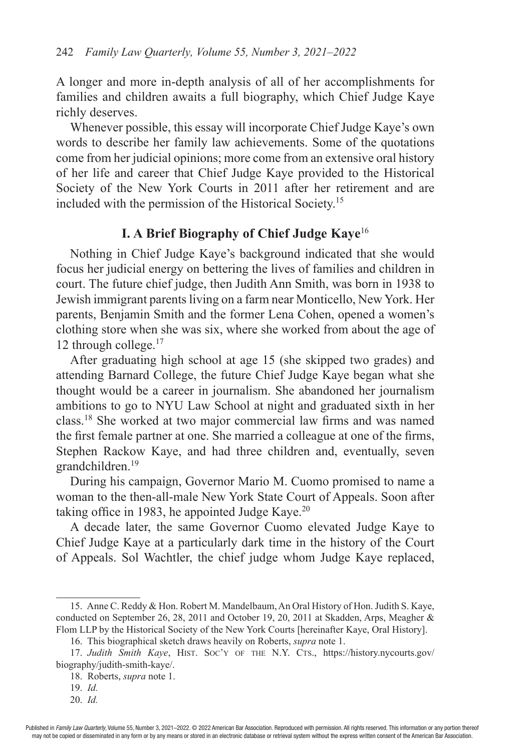A longer and more in-depth analysis of all of her accomplishments for families and children awaits a full biography, which Chief Judge Kaye richly deserves.

Whenever possible, this essay will incorporate Chief Judge Kaye's own words to describe her family law achievements. Some of the quotations come from her judicial opinions; more come from an extensive oral history of her life and career that Chief Judge Kaye provided to the Historical Society of the New York Courts in 2011 after her retirement and are included with the permission of the Historical Society.[15]

## I. A Brief Biography of Chief Judge Kaye[16]

Nothing in Chief Judge Kaye's background indicated that she would focus her judicial energy on bettering the lives of families and children in court. The future chief judge, then Judith Ann Smith, was born in 1938 to Jewish immigrant parents living on a farm near Monticello, New York. Her parents, Benjamin Smith and the former Lena Cohen, opened a women's clothing store when she was six, where she worked from about the age of 12 through college.[17]

After graduating high school at age 15 (she skipped two grades) and attending Barnard College, the future Chief Judge Kaye began what she thought would be a career in journalism. She abandoned her journalism ambitions to go to NYU Law School at night and graduated sixth in her class.[18] She worked at two major commercial law firms and was named the first female partner at one. She married a colleague at one of the firms, Stephen Rackow Kaye, and had three children and, eventually, seven grandchildren.[19]

During his campaign, Governor Mario M. Cuomo promised to name a woman to the then-all-male New York State Court of Appeals. Soon after taking office in 1983, he appointed Judge Kaye.[20]

A decade later, the same Governor Cuomo elevated Judge Kaye to Chief Judge Kaye at a particularly dark time in the history of the Court of Appeals. Sol Wachtler, the chief judge whom Judge Kaye replaced,

---

15. Anne C. Reddy & Hon. Robert M. Mandelbaum, An Oral History of Hon. Judith S. Kaye, conducted on September 26, 28, 2011 and October 19, 20, 2011 at Skadden, Arps, Meagher & Flom LLP by the Historical Society of the New York Courts [hereinafter Kaye, Oral History].

16. This biographical sketch draws heavily on Roberts, *supra* note 1.

17. *Judith Smith Kaye*, Hist. Soc'y of the N.Y. Cts., https://history.nycourts.gov/biography/judith-smith-kaye/.

18. Roberts, *supra* note 1.

19. *Id.*

20. *Id.*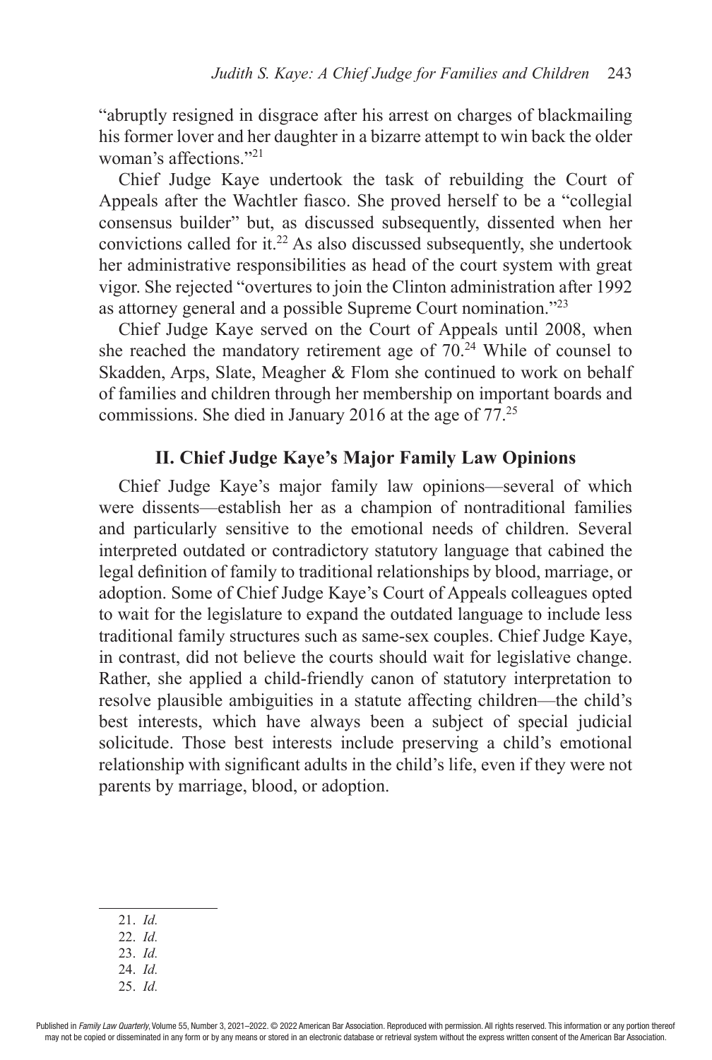"abruptly resigned in disgrace after his arrest on charges of blackmailing his former lover and her daughter in a bizarre attempt to win back the older woman's affections."[21]

Chief Judge Kaye undertook the task of rebuilding the Court of Appeals after the Wachtler fiasco. She proved herself to be a "collegial consensus builder" but, as discussed subsequently, dissented when her convictions called for it.[22] As also discussed subsequently, she undertook her administrative responsibilities as head of the court system with great vigor. She rejected "overtures to join the Clinton administration after 1992 as attorney general and a possible Supreme Court nomination."[23]

Chief Judge Kaye served on the Court of Appeals until 2008, when she reached the mandatory retirement age of 70.[24] While of counsel to Skadden, Arps, Slate, Meagher & Flom she continued to work on behalf of families and children through her membership on important boards and commissions. She died in January 2016 at the age of 77.[25]

## II. Chief Judge Kaye's Major Family Law Opinions

Chief Judge Kaye's major family law opinions—several of which were dissents—establish her as a champion of nontraditional families and particularly sensitive to the emotional needs of children. Several interpreted outdated or contradictory statutory language that cabined the legal definition of family to traditional relationships by blood, marriage, or adoption. Some of Chief Judge Kaye's Court of Appeals colleagues opted to wait for the legislature to expand the outdated language to include less traditional family structures such as same-sex couples. Chief Judge Kaye, in contrast, did not believe the courts should wait for legislative change. Rather, she applied a child-friendly canon of statutory interpretation to resolve plausible ambiguities in a statute affecting children—the child's best interests, which have always been a subject of special judicial solicitude. Those best interests include preserving a child's emotional relationship with significant adults in the child's life, even if they were not parents by marriage, blood, or adoption.

21. *Id.*
22. *Id.*
23. *Id.*
24. *Id.*
25. *Id.*

Published in *Family Law Quarterly*, Volume 55, Number 3, 2021–2022. © 2022 American Bar Association. Reproduced with permission. All rights reserved. This information or any portion thereof may not be copied or disseminated in any form or by any means or stored in an electronic database or retrieval system without the express written consent of the American Bar Association.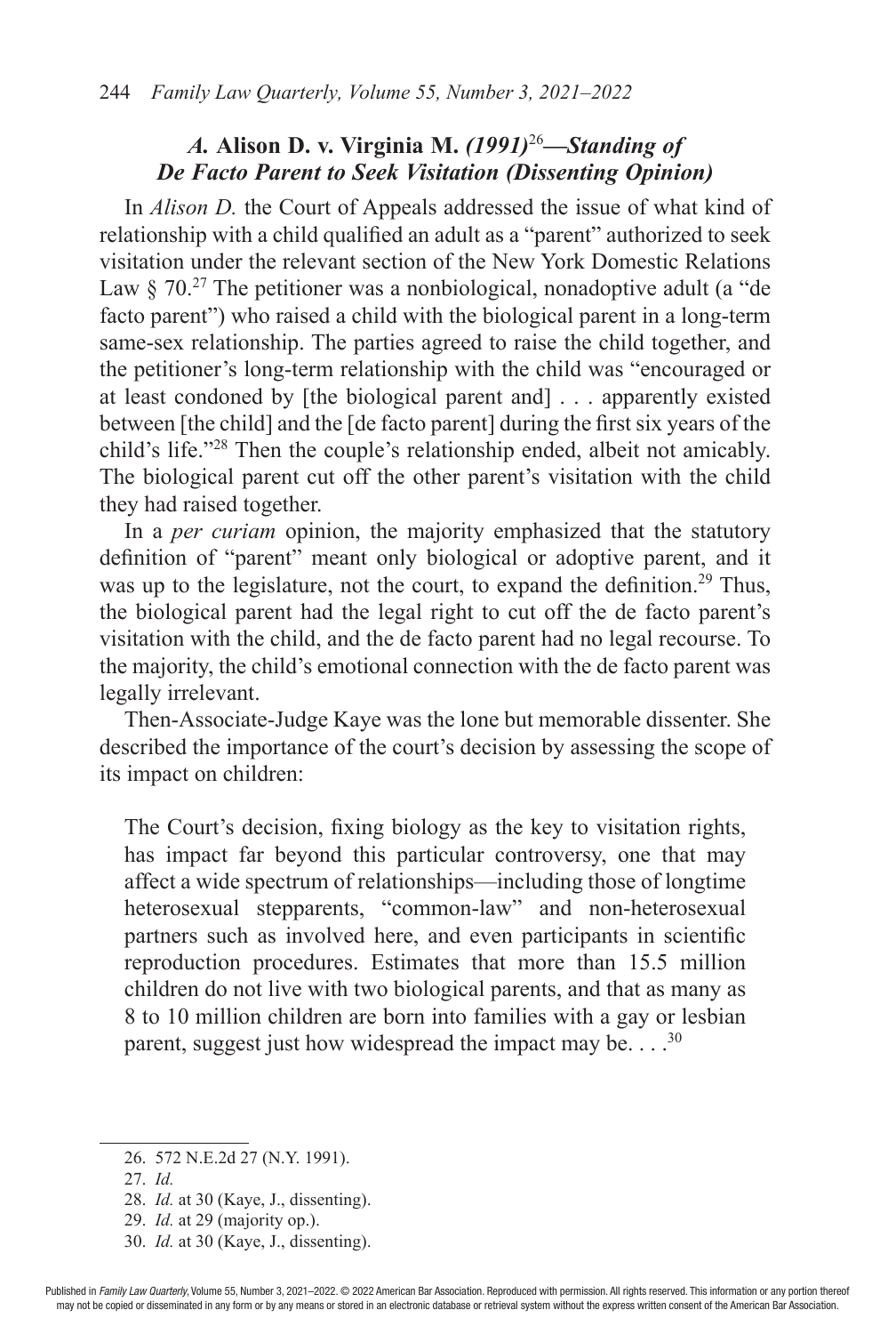### *A.* Alison D. v. Virginia M. *(1991)*[26]*—Standing of De Facto Parent to Seek Visitation (Dissenting Opinion)*

In *Alison D.* the Court of Appeals addressed the issue of what kind of relationship with a child qualified an adult as a "parent" authorized to seek visitation under the relevant section of the New York Domestic Relations Law § 70.[27] The petitioner was a nonbiological, nonadoptive adult (a "de facto parent") who raised a child with the biological parent in a long-term same-sex relationship. The parties agreed to raise the child together, and the petitioner's long-term relationship with the child was "encouraged or at least condoned by [the biological parent and] . . . apparently existed between [the child] and the [de facto parent] during the first six years of the child's life."[28] Then the couple's relationship ended, albeit not amicably. The biological parent cut off the other parent's visitation with the child they had raised together.

In a *per curiam* opinion, the majority emphasized that the statutory definition of "parent" meant only biological or adoptive parent, and it was up to the legislature, not the court, to expand the definition.[29] Thus, the biological parent had the legal right to cut off the de facto parent's visitation with the child, and the de facto parent had no legal recourse. To the majority, the child's emotional connection with the de facto parent was legally irrelevant.

Then-Associate-Judge Kaye was the lone but memorable dissenter. She described the importance of the court's decision by assessing the scope of its impact on children:

> The Court's decision, fixing biology as the key to visitation rights, has impact far beyond this particular controversy, one that may affect a wide spectrum of relationships—including those of longtime heterosexual stepparents, "common-law" and non-heterosexual partners such as involved here, and even participants in scientific reproduction procedures. Estimates that more than 15.5 million children do not live with two biological parents, and that as many as 8 to 10 million children are born into families with a gay or lesbian parent, suggest just how widespread the impact may be. . . .[30]

---

26. 572 N.E.2d 27 (N.Y. 1991).
27. *Id.*
28. *Id.* at 30 (Kaye, J., dissenting).
29. *Id.* at 29 (majority op.).
30. *Id.* at 30 (Kaye, J., dissenting).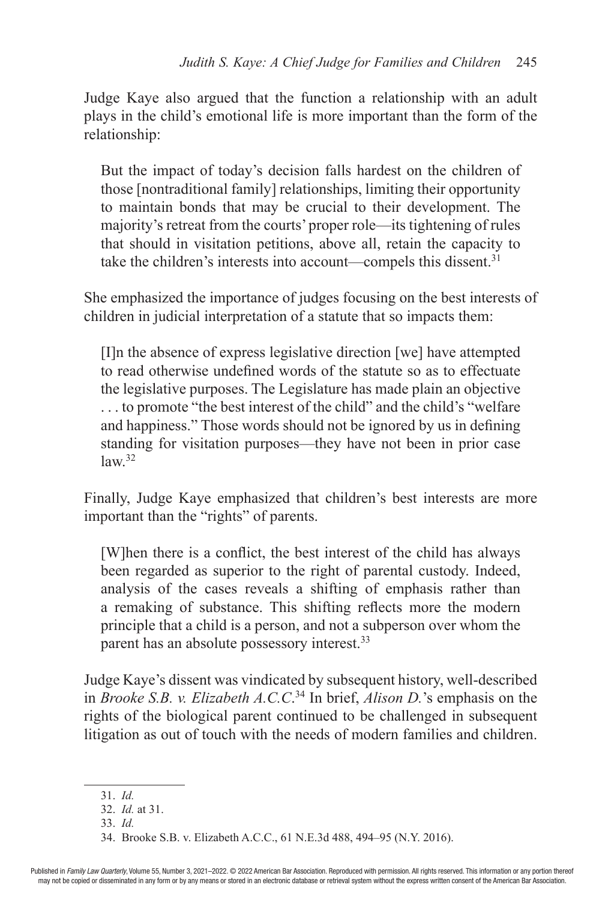Judge Kaye also argued that the function a relationship with an adult plays in the child's emotional life is more important than the form of the relationship:

> But the impact of today's decision falls hardest on the children of those [nontraditional family] relationships, limiting their opportunity to maintain bonds that may be crucial to their development. The majority's retreat from the courts' proper role—its tightening of rules that should in visitation petitions, above all, retain the capacity to take the children's interests into account—compels this dissent.[31]

She emphasized the importance of judges focusing on the best interests of children in judicial interpretation of a statute that so impacts them:

> [I]n the absence of express legislative direction [we] have attempted to read otherwise undefined words of the statute so as to effectuate the legislative purposes. The Legislature has made plain an objective . . . to promote "the best interest of the child" and the child's "welfare and happiness." Those words should not be ignored by us in defining standing for visitation purposes—they have not been in prior case law.[32]

Finally, Judge Kaye emphasized that children's best interests are more important than the "rights" of parents.

> [W]hen there is a conflict, the best interest of the child has always been regarded as superior to the right of parental custody. Indeed, analysis of the cases reveals a shifting of emphasis rather than a remaking of substance. This shifting reflects more the modern principle that a child is a person, and not a subperson over whom the parent has an absolute possessory interest.[33]

Judge Kaye's dissent was vindicated by subsequent history, well-described in *Brooke S.B. v. Elizabeth A.C.C.*[34] In brief, *Alison D.*'s emphasis on the rights of the biological parent continued to be challenged in subsequent litigation as out of touch with the needs of modern families and children.

---

31. *Id.*
32. *Id.* at 31.
33. *Id.*
34. Brooke S.B. v. Elizabeth A.C.C., 61 N.E.3d 488, 494–95 (N.Y. 2016).

Published in *Family Law Quarterly*, Volume 55, Number 3, 2021–2022. © 2022 American Bar Association. Reproduced with permission. All rights reserved. This information or any portion thereof may not be copied or disseminated in any form or by any means or stored in an electronic database or retrieval system without the express written consent of the American Bar Association.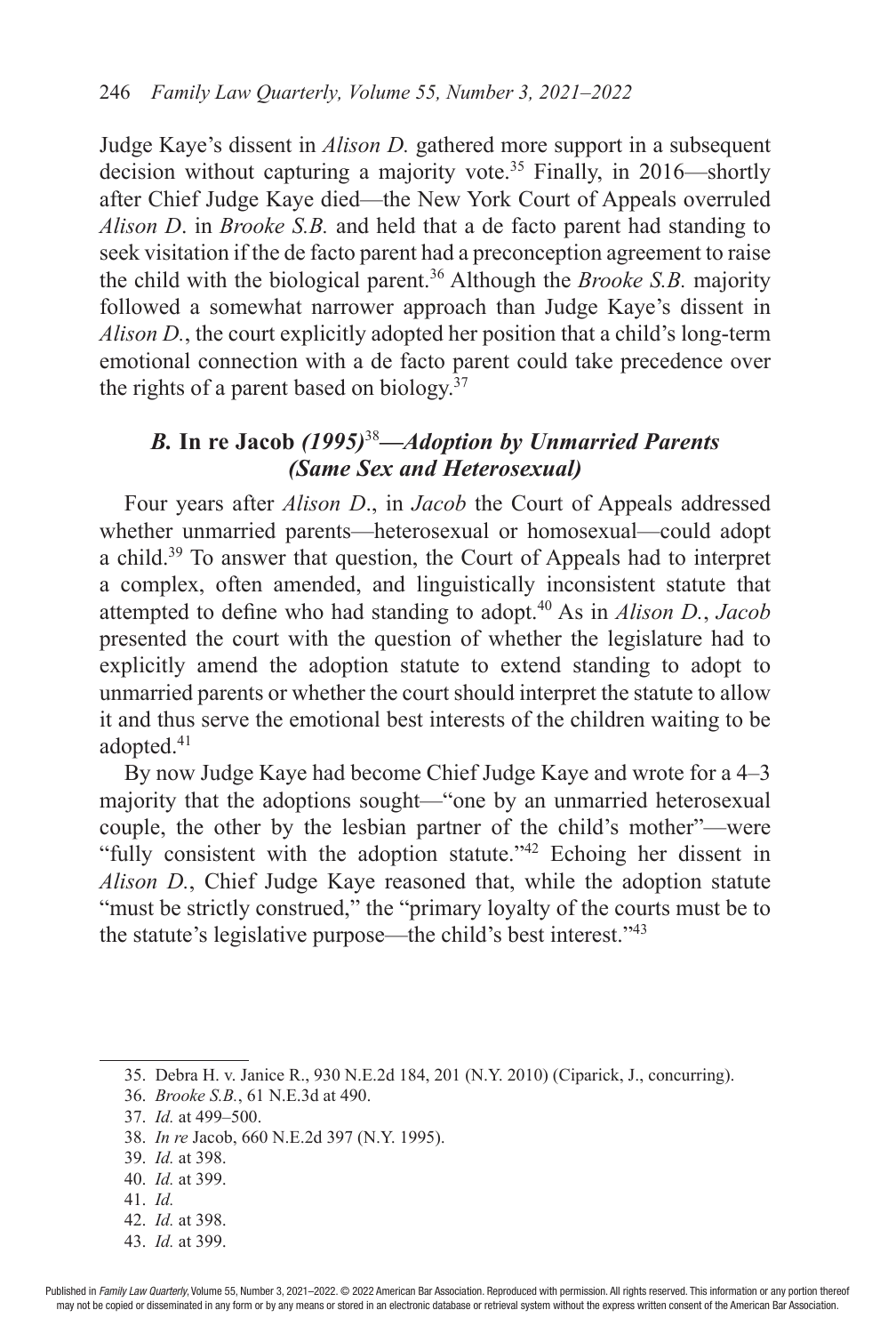Judge Kaye's dissent in *Alison D.* gathered more support in a subsequent decision without capturing a majority vote.[35] Finally, in 2016—shortly after Chief Judge Kaye died—the New York Court of Appeals overruled *Alison D*. in *Brooke S.B.* and held that a de facto parent had standing to seek visitation if the de facto parent had a preconception agreement to raise the child with the biological parent.[36] Although the *Brooke S.B.* majority followed a somewhat narrower approach than Judge Kaye's dissent in *Alison D.*, the court explicitly adopted her position that a child's long-term emotional connection with a de facto parent could take precedence over the rights of a parent based on biology.[37]

### *B.* In re Jacob *(1995)*[38]*—Adoption by Unmarried Parents (Same Sex and Heterosexual)*

Four years after *Alison D*., in *Jacob* the Court of Appeals addressed whether unmarried parents—heterosexual or homosexual—could adopt a child.[39] To answer that question, the Court of Appeals had to interpret a complex, often amended, and linguistically inconsistent statute that attempted to define who had standing to adopt.[40] As in *Alison D.*, *Jacob* presented the court with the question of whether the legislature had to explicitly amend the adoption statute to extend standing to adopt to unmarried parents or whether the court should interpret the statute to allow it and thus serve the emotional best interests of the children waiting to be adopted.[41]

By now Judge Kaye had become Chief Judge Kaye and wrote for a 4–3 majority that the adoptions sought—"one by an unmarried heterosexual couple, the other by the lesbian partner of the child's mother"—were "fully consistent with the adoption statute."[42] Echoing her dissent in *Alison D.*, Chief Judge Kaye reasoned that, while the adoption statute "must be strictly construed," the "primary loyalty of the courts must be to the statute's legislative purpose—the child's best interest."[43]

---

35. Debra H. v. Janice R., 930 N.E.2d 184, 201 (N.Y. 2010) (Ciparick, J., concurring).
36. *Brooke S.B.*, 61 N.E.3d at 490.
37. *Id.* at 499–500.
38. *In re* Jacob, 660 N.E.2d 397 (N.Y. 1995).
39. *Id.* at 398.
40. *Id.* at 399.
41. *Id.*
42. *Id.* at 398.
43. *Id.* at 399.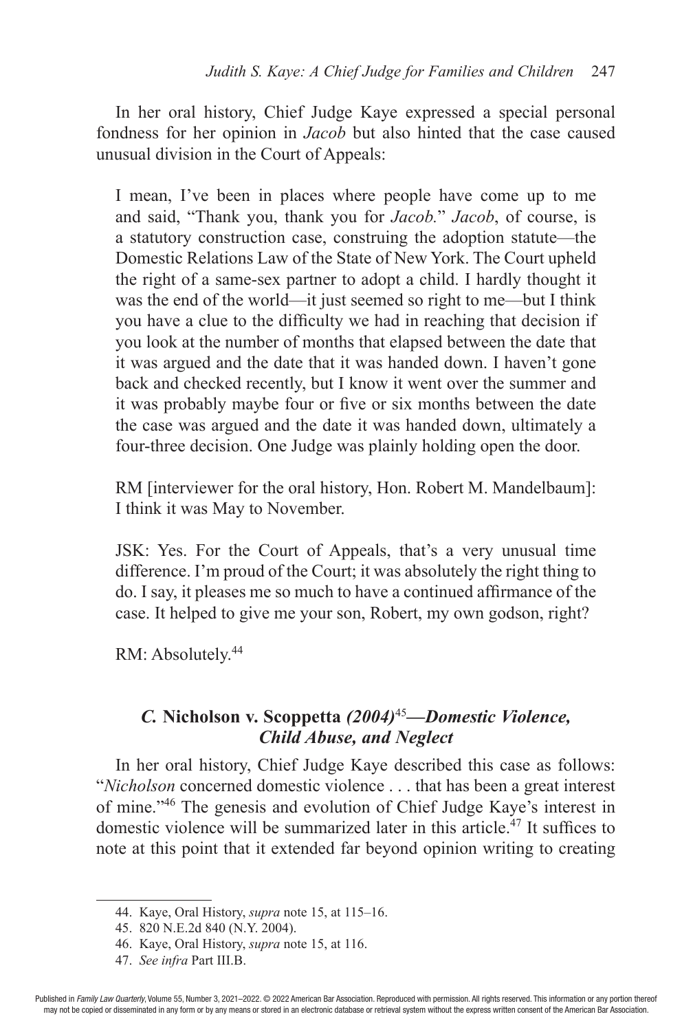In her oral history, Chief Judge Kaye expressed a special personal fondness for her opinion in *Jacob* but also hinted that the case caused unusual division in the Court of Appeals:

> I mean, I've been in places where people have come up to me and said, "Thank you, thank you for *Jacob*." *Jacob*, of course, is a statutory construction case, construing the adoption statute—the Domestic Relations Law of the State of New York. The Court upheld the right of a same-sex partner to adopt a child. I hardly thought it was the end of the world—it just seemed so right to me—but I think you have a clue to the difficulty we had in reaching that decision if you look at the number of months that elapsed between the date that it was argued and the date that it was handed down. I haven't gone back and checked recently, but I know it went over the summer and it was probably maybe four or five or six months between the date the case was argued and the date it was handed down, ultimately a four-three decision. One Judge was plainly holding open the door.
>
> RM [interviewer for the oral history, Hon. Robert M. Mandelbaum]: I think it was May to November.
>
> JSK: Yes. For the Court of Appeals, that's a very unusual time difference. I'm proud of the Court; it was absolutely the right thing to do. I say, it pleases me so much to have a continued affirmance of the case. It helped to give me your son, Robert, my own godson, right?
>
> RM: Absolutely.[44]

### *C.* **Nicholson v. Scoppetta** *(2004)*[45]*—Domestic Violence, Child Abuse, and Neglect*

In her oral history, Chief Judge Kaye described this case as follows: "*Nicholson* concerned domestic violence . . . that has been a great interest of mine."[46] The genesis and evolution of Chief Judge Kaye's interest in domestic violence will be summarized later in this article.[47] It suffices to note at this point that it extended far beyond opinion writing to creating

---

44. Kaye, Oral History, *supra* note 15, at 115–16.

45. 820 N.E.2d 840 (N.Y. 2004).

46. Kaye, Oral History, *supra* note 15, at 116.

47. *See infra* Part III.B.

Published in *Family Law Quarterly*, Volume 55, Number 3, 2021–2022. © 2022 American Bar Association. Reproduced with permission. All rights reserved. This information or any portion thereof may not be copied or disseminated in any form or by any means or stored in an electronic database or retrieval system without the express written consent of the American Bar Association.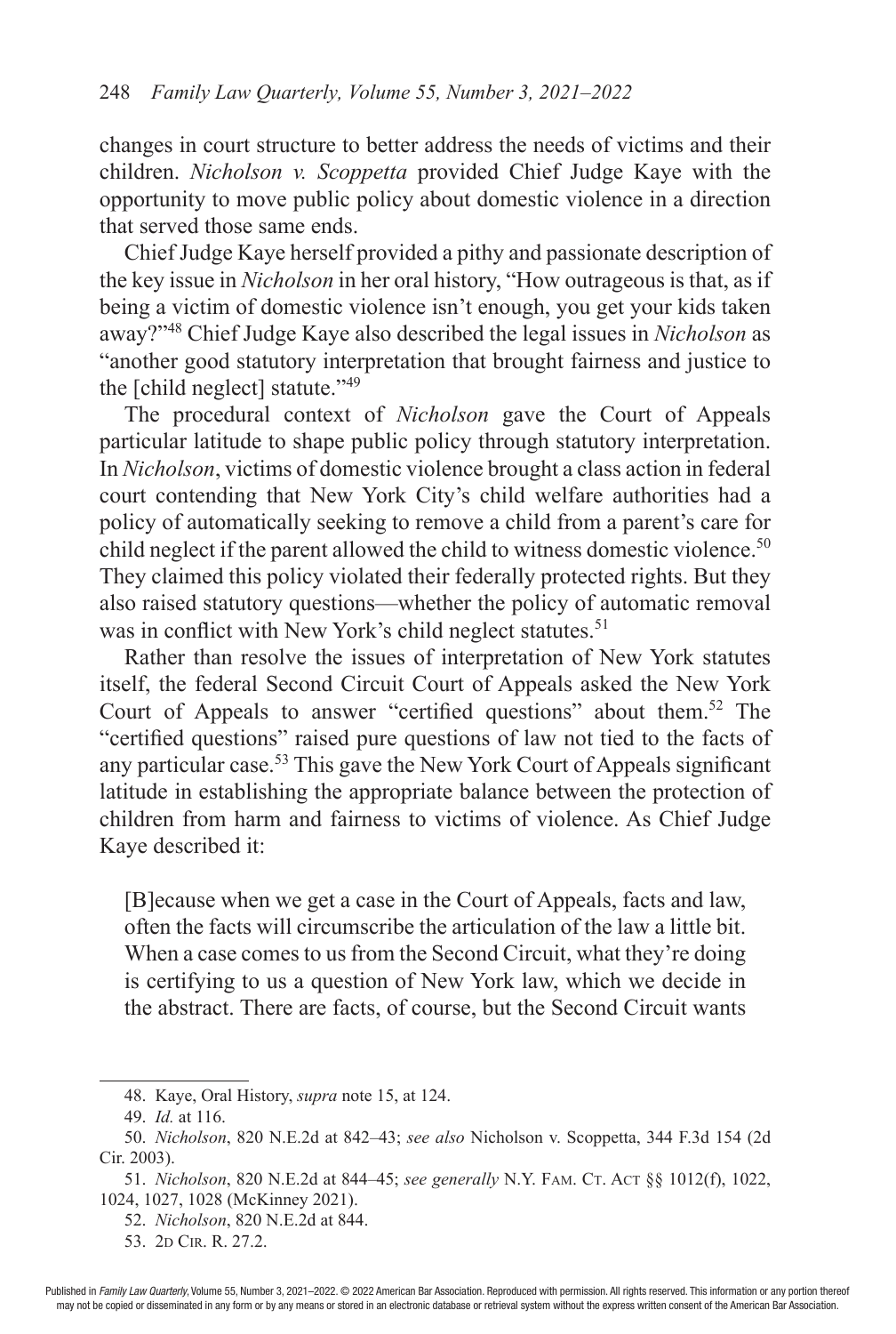changes in court structure to better address the needs of victims and their children. *Nicholson v. Scoppetta* provided Chief Judge Kaye with the opportunity to move public policy about domestic violence in a direction that served those same ends.

Chief Judge Kaye herself provided a pithy and passionate description of the key issue in *Nicholson* in her oral history, "How outrageous is that, as if being a victim of domestic violence isn't enough, you get your kids taken away?"[48] Chief Judge Kaye also described the legal issues in *Nicholson* as "another good statutory interpretation that brought fairness and justice to the [child neglect] statute."[49]

The procedural context of *Nicholson* gave the Court of Appeals particular latitude to shape public policy through statutory interpretation. In *Nicholson*, victims of domestic violence brought a class action in federal court contending that New York City's child welfare authorities had a policy of automatically seeking to remove a child from a parent's care for child neglect if the parent allowed the child to witness domestic violence.[50] They claimed this policy violated their federally protected rights. But they also raised statutory questions—whether the policy of automatic removal was in conflict with New York's child neglect statutes.[51]

Rather than resolve the issues of interpretation of New York statutes itself, the federal Second Circuit Court of Appeals asked the New York Court of Appeals to answer "certified questions" about them.[52] The "certified questions" raised pure questions of law not tied to the facts of any particular case.[53] This gave the New York Court of Appeals significant latitude in establishing the appropriate balance between the protection of children from harm and fairness to victims of violence. As Chief Judge Kaye described it:

> [B]ecause when we get a case in the Court of Appeals, facts and law, often the facts will circumscribe the articulation of the law a little bit. When a case comes to us from the Second Circuit, what they're doing is certifying to us a question of New York law, which we decide in the abstract. There are facts, of course, but the Second Circuit wants

48. Kaye, Oral History, *supra* note 15, at 124.

49. *Id.* at 116.

50. *Nicholson*, 820 N.E.2d at 842–43; *see also* Nicholson v. Scoppetta, 344 F.3d 154 (2d Cir. 2003).

51. *Nicholson*, 820 N.E.2d at 844–45; *see generally* N.Y. Fam. Ct. Act §§ 1012(f), 1022, 1024, 1027, 1028 (McKinney 2021).

52. *Nicholson*, 820 N.E.2d at 844.

53. 2d Cir. R. 27.2.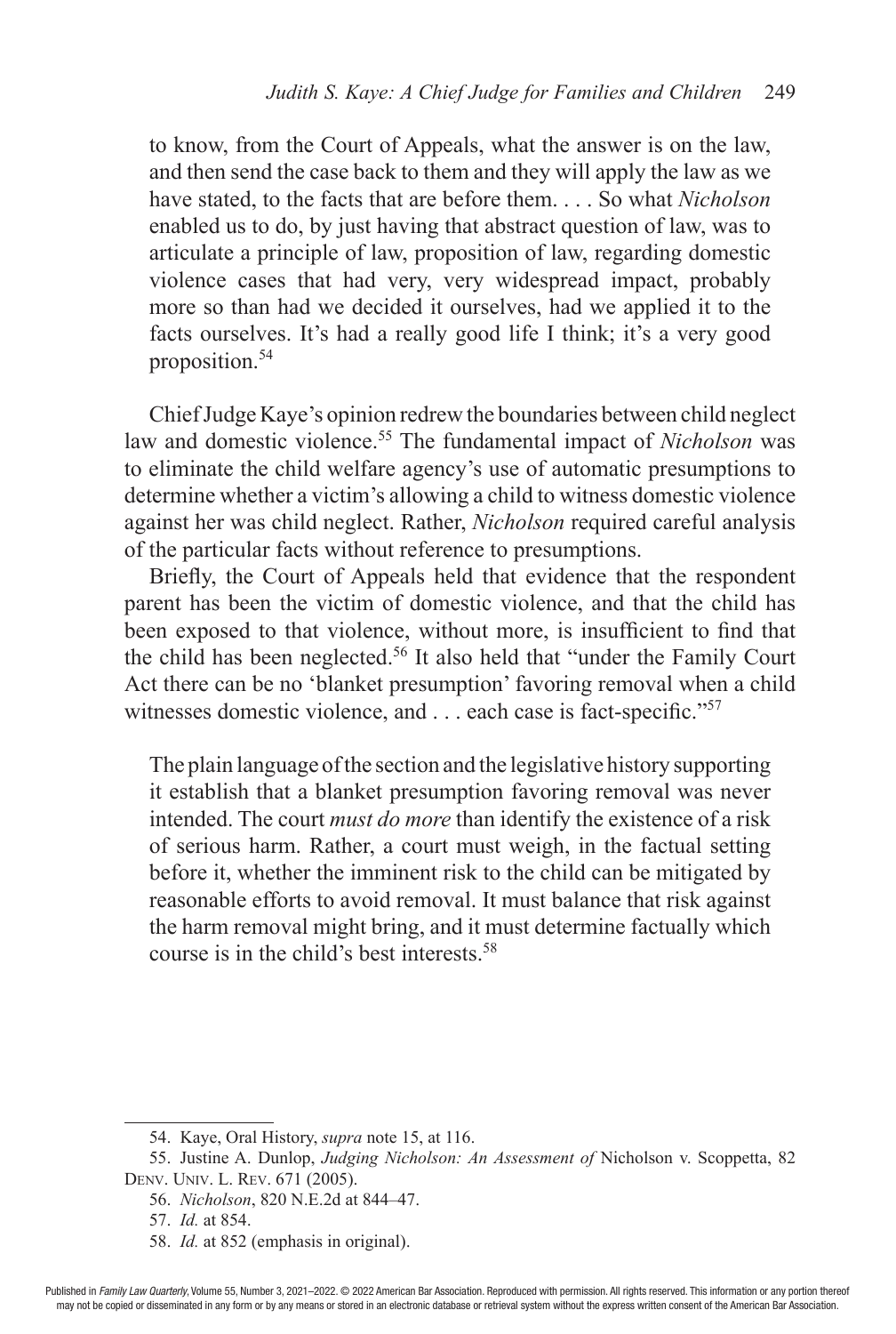> to know, from the Court of Appeals, what the answer is on the law, and then send the case back to them and they will apply the law as we have stated, to the facts that are before them. . . . So what *Nicholson* enabled us to do, by just having that abstract question of law, was to articulate a principle of law, proposition of law, regarding domestic violence cases that had very, very widespread impact, probably more so than had we decided it ourselves, had we applied it to the facts ourselves. It's had a really good life I think; it's a very good proposition.[54]

Chief Judge Kaye's opinion redrew the boundaries between child neglect law and domestic violence.[55] The fundamental impact of *Nicholson* was to eliminate the child welfare agency's use of automatic presumptions to determine whether a victim's allowing a child to witness domestic violence against her was child neglect. Rather, *Nicholson* required careful analysis of the particular facts without reference to presumptions.

Briefly, the Court of Appeals held that evidence that the respondent parent has been the victim of domestic violence, and that the child has been exposed to that violence, without more, is insufficient to find that the child has been neglected.[56] It also held that "under the Family Court Act there can be no 'blanket presumption' favoring removal when a child witnesses domestic violence, and . . . each case is fact-specific."[57]

> The plain language of the section and the legislative history supporting it establish that a blanket presumption favoring removal was never intended. The court *must do more* than identify the existence of a risk of serious harm. Rather, a court must weigh, in the factual setting before it, whether the imminent risk to the child can be mitigated by reasonable efforts to avoid removal. It must balance that risk against the harm removal might bring, and it must determine factually which course is in the child's best interests.[58]

---

54. Kaye, Oral History, *supra* note 15, at 116.

55. Justine A. Dunlop, *Judging Nicholson: An Assessment of* Nicholson v. Scoppetta, 82 Denv. Univ. L. Rev. 671 (2005).

56. *Nicholson*, 820 N.E.2d at 844–47.

57. *Id.* at 854.

58. *Id.* at 852 (emphasis in original).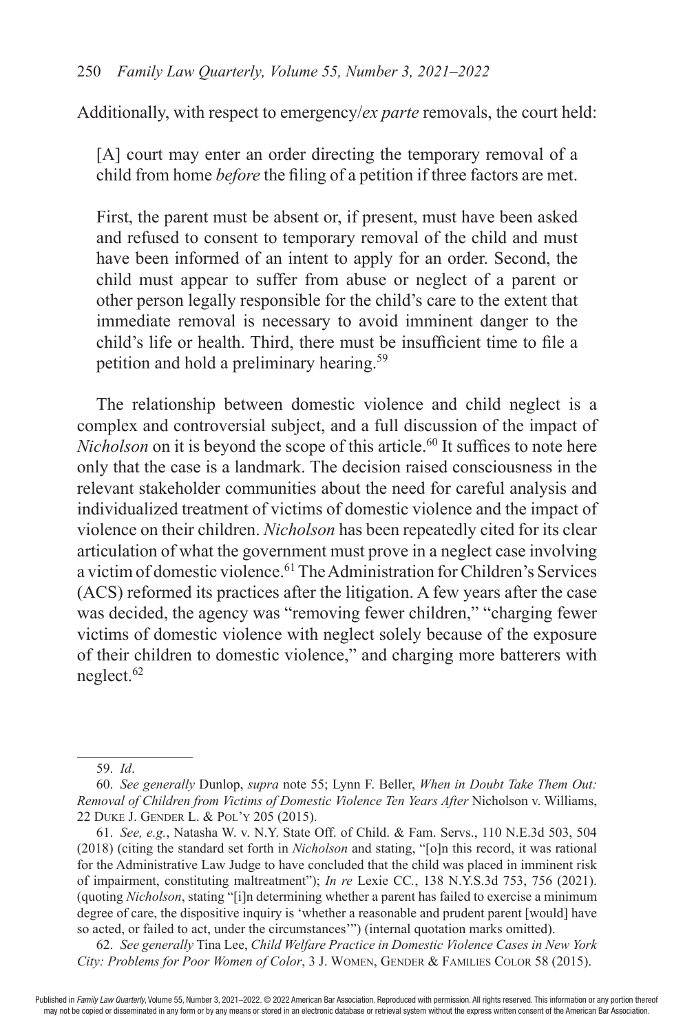Additionally, with respect to emergency/*ex parte* removals, the court held:

> [A] court may enter an order directing the temporary removal of a child from home *before* the filing of a petition if three factors are met.
>
> First, the parent must be absent or, if present, must have been asked and refused to consent to temporary removal of the child and must have been informed of an intent to apply for an order. Second, the child must appear to suffer from abuse or neglect of a parent or other person legally responsible for the child's care to the extent that immediate removal is necessary to avoid imminent danger to the child's life or health. Third, there must be insufficient time to file a petition and hold a preliminary hearing.[59]

The relationship between domestic violence and child neglect is a complex and controversial subject, and a full discussion of the impact of *Nicholson* on it is beyond the scope of this article.[60] It suffices to note here only that the case is a landmark. The decision raised consciousness in the relevant stakeholder communities about the need for careful analysis and individualized treatment of victims of domestic violence and the impact of violence on their children. *Nicholson* has been repeatedly cited for its clear articulation of what the government must prove in a neglect case involving a victim of domestic violence.[61] The Administration for Children's Services (ACS) reformed its practices after the litigation. A few years after the case was decided, the agency was "removing fewer children," "charging fewer victims of domestic violence with neglect solely because of the exposure of their children to domestic violence," and charging more batterers with neglect.[62]

---

59. *Id*.

60. *See generally* Dunlop, *supra* note 55; Lynn F. Beller, *When in Doubt Take Them Out: Removal of Children from Victims of Domestic Violence Ten Years After* Nicholson v. Williams, 22 Duke J. Gender L. & Pol'y 205 (2015).

61. *See, e.g.*, Natasha W. v. N.Y. State Off. of Child. & Fam. Servs., 110 N.E.3d 503, 504 (2018) (citing the standard set forth in *Nicholson* and stating, "[o]n this record, it was rational for the Administrative Law Judge to have concluded that the child was placed in imminent risk of impairment, constituting maltreatment"); *In re* Lexie CC., 138 N.Y.S.3d 753, 756 (2021). (quoting *Nicholson*, stating "[i]n determining whether a parent has failed to exercise a minimum degree of care, the dispositive inquiry is 'whether a reasonable and prudent parent [would] have so acted, or failed to act, under the circumstances'") (internal quotation marks omitted).

62. *See generally* Tina Lee, *Child Welfare Practice in Domestic Violence Cases in New York City: Problems for Poor Women of Color*, 3 J. Women, Gender & Families Color 58 (2015).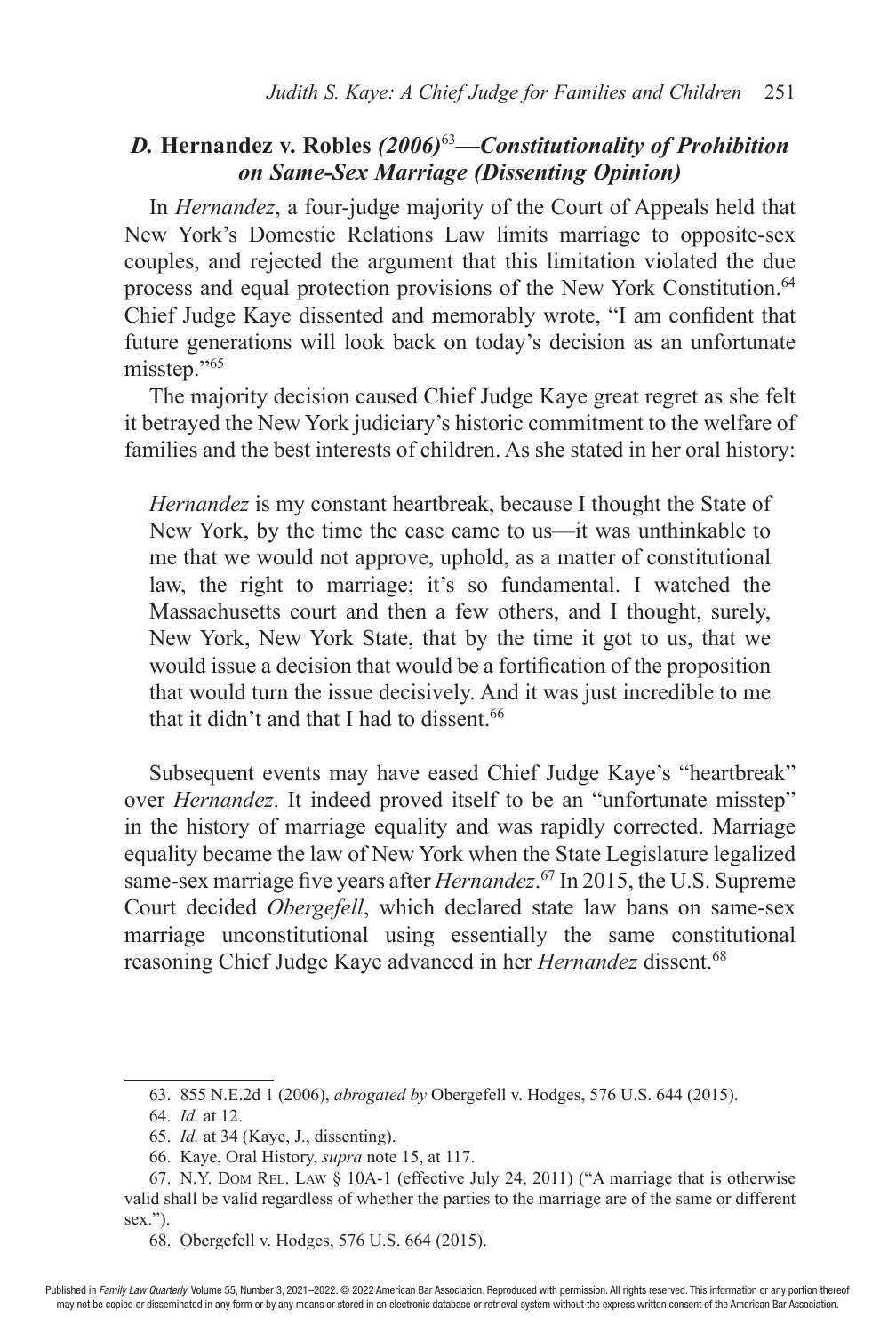### *D.* **Hernandez v. Robles** *(2006)*[63]*—Constitutionality of Prohibition on Same-Sex Marriage (Dissenting Opinion)*

In *Hernandez*, a four-judge majority of the Court of Appeals held that New York's Domestic Relations Law limits marriage to opposite-sex couples, and rejected the argument that this limitation violated the due process and equal protection provisions of the New York Constitution.[64] Chief Judge Kaye dissented and memorably wrote, "I am confident that future generations will look back on today's decision as an unfortunate misstep."[65]

The majority decision caused Chief Judge Kaye great regret as she felt it betrayed the New York judiciary's historic commitment to the welfare of families and the best interests of children. As she stated in her oral history:

> *Hernandez* is my constant heartbreak, because I thought the State of New York, by the time the case came to us—it was unthinkable to me that we would not approve, uphold, as a matter of constitutional law, the right to marriage; it's so fundamental. I watched the Massachusetts court and then a few others, and I thought, surely, New York, New York State, that by the time it got to us, that we would issue a decision that would be a fortification of the proposition that would turn the issue decisively. And it was just incredible to me that it didn't and that I had to dissent.[66]

Subsequent events may have eased Chief Judge Kaye's "heartbreak" over *Hernandez*. It indeed proved itself to be an "unfortunate misstep" in the history of marriage equality and was rapidly corrected. Marriage equality became the law of New York when the State Legislature legalized same-sex marriage five years after *Hernandez*.[67] In 2015, the U.S. Supreme Court decided *Obergefell*, which declared state law bans on same-sex marriage unconstitutional using essentially the same constitutional reasoning Chief Judge Kaye advanced in her *Hernandez* dissent.[68]

---

63. 855 N.E.2d 1 (2006), *abrogated by* Obergefell v. Hodges, 576 U.S. 644 (2015).

64. *Id.* at 12.

65. *Id.* at 34 (Kaye, J., dissenting).

66. Kaye, Oral History, *supra* note 15, at 117.

67. N.Y. Dom Rel. Law § 10A-1 (effective July 24, 2011) ("A marriage that is otherwise valid shall be valid regardless of whether the parties to the marriage are of the same or different sex.").

68. Obergefell v. Hodges, 576 U.S. 664 (2015).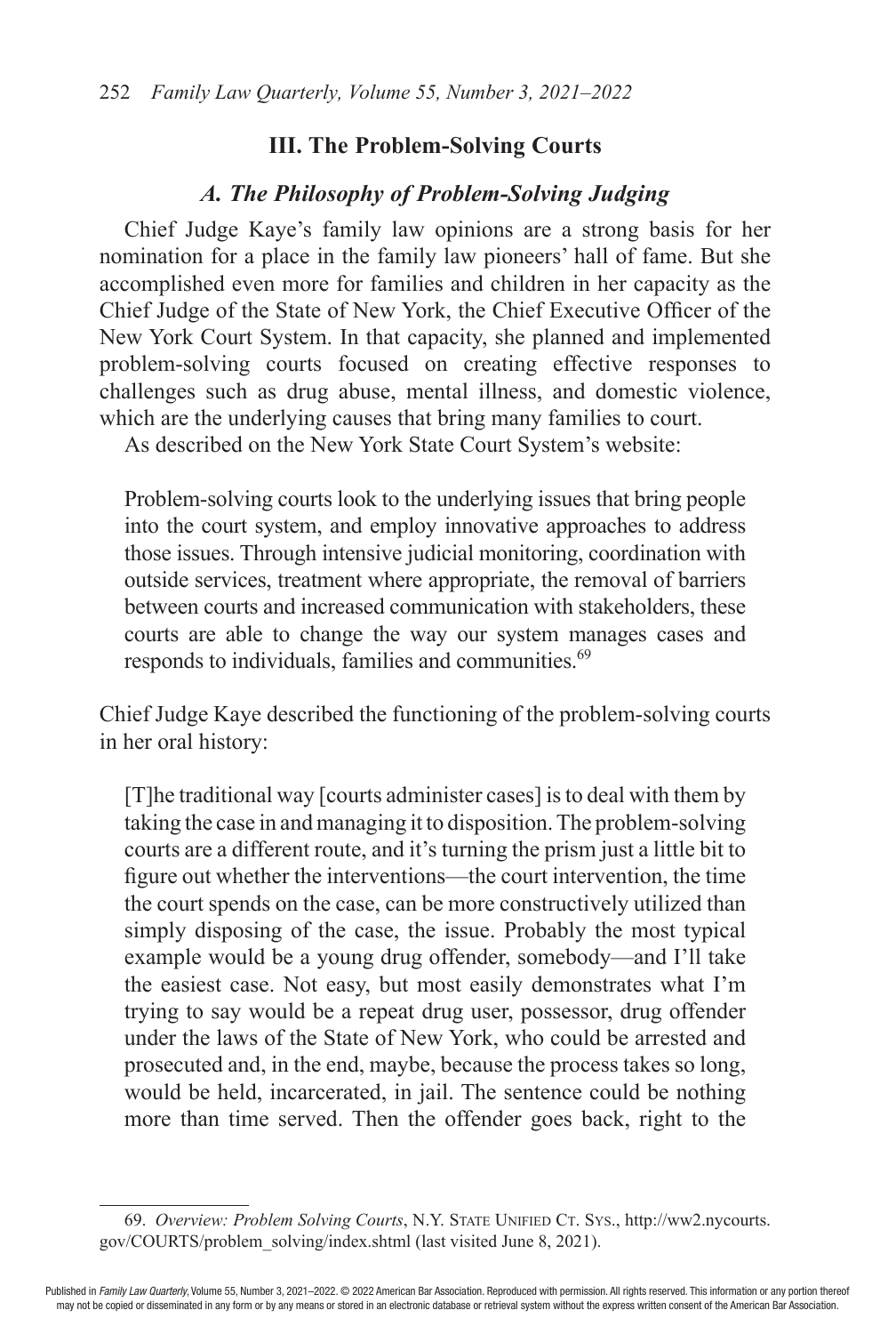## III. The Problem-Solving Courts

### *A. The Philosophy of Problem-Solving Judging*

Chief Judge Kaye's family law opinions are a strong basis for her nomination for a place in the family law pioneers' hall of fame. But she accomplished even more for families and children in her capacity as the Chief Judge of the State of New York, the Chief Executive Officer of the New York Court System. In that capacity, she planned and implemented problem-solving courts focused on creating effective responses to challenges such as drug abuse, mental illness, and domestic violence, which are the underlying causes that bring many families to court.

As described on the New York State Court System's website:

> Problem-solving courts look to the underlying issues that bring people into the court system, and employ innovative approaches to address those issues. Through intensive judicial monitoring, coordination with outside services, treatment where appropriate, the removal of barriers between courts and increased communication with stakeholders, these courts are able to change the way our system manages cases and responds to individuals, families and communities.[69]

Chief Judge Kaye described the functioning of the problem-solving courts in her oral history:

> [T]he traditional way [courts administer cases] is to deal with them by taking the case in and managing it to disposition. The problem-solving courts are a different route, and it's turning the prism just a little bit to figure out whether the interventions—the court intervention, the time the court spends on the case, can be more constructively utilized than simply disposing of the case, the issue. Probably the most typical example would be a young drug offender, somebody—and I'll take the easiest case. Not easy, but most easily demonstrates what I'm trying to say would be a repeat drug user, possessor, drug offender under the laws of the State of New York, who could be arrested and prosecuted and, in the end, maybe, because the process takes so long, would be held, incarcerated, in jail. The sentence could be nothing more than time served. Then the offender goes back, right to the

---

69. *Overview: Problem Solving Courts*, N.Y. State Unified Ct. Sys., http://ww2.nycourts.gov/COURTS/problem_solving/index.shtml (last visited June 8, 2021).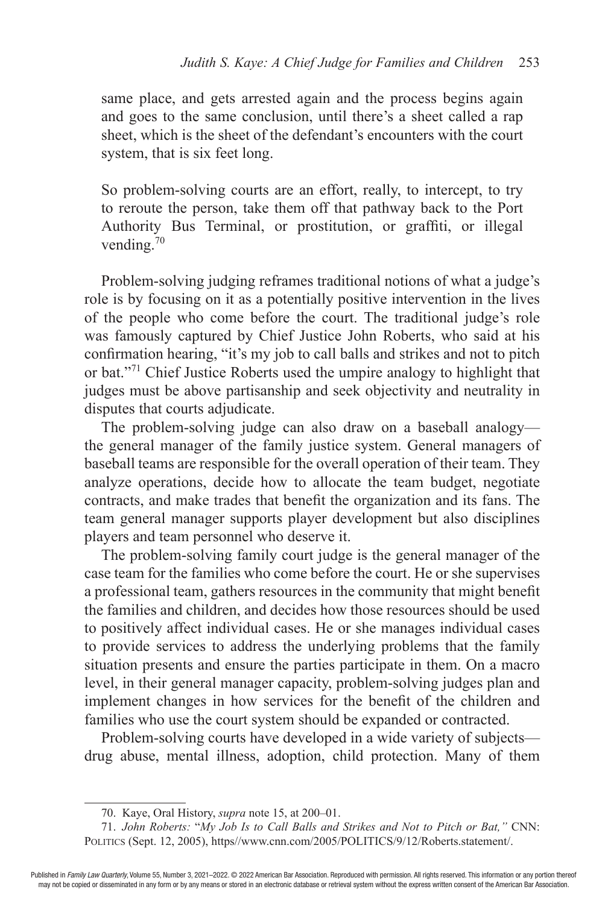> same place, and gets arrested again and the process begins again and goes to the same conclusion, until there's a sheet called a rap sheet, which is the sheet of the defendant's encounters with the court system, that is six feet long.
>
> So problem-solving courts are an effort, really, to intercept, to try to reroute the person, take them off that pathway back to the Port Authority Bus Terminal, or prostitution, or graffiti, or illegal vending.[70]

Problem-solving judging reframes traditional notions of what a judge's role is by focusing on it as a potentially positive intervention in the lives of the people who come before the court. The traditional judge's role was famously captured by Chief Justice John Roberts, who said at his confirmation hearing, "it's my job to call balls and strikes and not to pitch or bat."[71] Chief Justice Roberts used the umpire analogy to highlight that judges must be above partisanship and seek objectivity and neutrality in disputes that courts adjudicate.

The problem-solving judge can also draw on a baseball analogy—the general manager of the family justice system. General managers of baseball teams are responsible for the overall operation of their team. They analyze operations, decide how to allocate the team budget, negotiate contracts, and make trades that benefit the organization and its fans. The team general manager supports player development but also disciplines players and team personnel who deserve it.

The problem-solving family court judge is the general manager of the case team for the families who come before the court. He or she supervises a professional team, gathers resources in the community that might benefit the families and children, and decides how those resources should be used to positively affect individual cases. He or she manages individual cases to provide services to address the underlying problems that the family situation presents and ensure the parties participate in them. On a macro level, in their general manager capacity, problem-solving judges plan and implement changes in how services for the benefit of the children and families who use the court system should be expanded or contracted.

Problem-solving courts have developed in a wide variety of subjects—drug abuse, mental illness, adoption, child protection. Many of them

---

70. Kaye, Oral History, *supra* note 15, at 200–01.

71. *John Roberts:* "*My Job Is to Call Balls and Strikes and Not to Pitch or Bat,"* CNN: POLITICS (Sept. 12, 2005), https//www.cnn.com/2005/POLITICS/9/12/Roberts.statement/.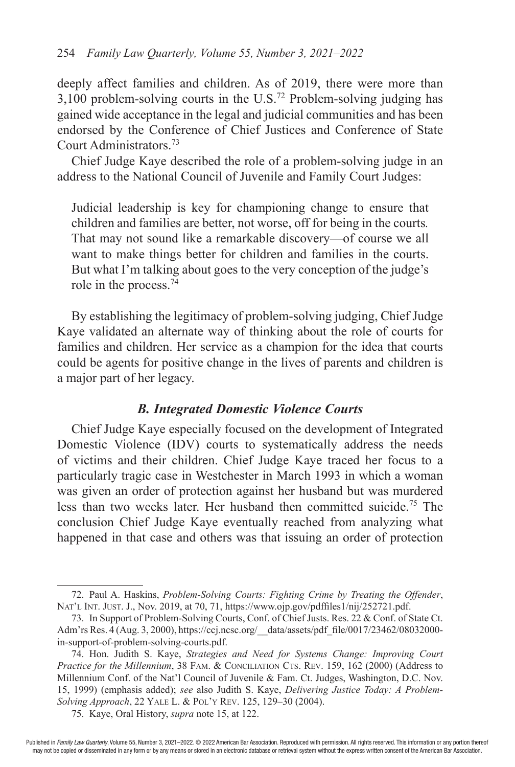deeply affect families and children. As of 2019, there were more than 3,100 problem-solving courts in the U.S.[72] Problem-solving judging has gained wide acceptance in the legal and judicial communities and has been endorsed by the Conference of Chief Justices and Conference of State Court Administrators.[73]

Chief Judge Kaye described the role of a problem-solving judge in an address to the National Council of Juvenile and Family Court Judges:

> Judicial leadership is key for championing change to ensure that children and families are better, not worse, off for being in the courts. That may not sound like a remarkable discovery—of course we all want to make things better for children and families in the courts. But what I'm talking about goes to the very conception of the judge's role in the process.[74]

By establishing the legitimacy of problem-solving judging, Chief Judge Kaye validated an alternate way of thinking about the role of courts for families and children. Her service as a champion for the idea that courts could be agents for positive change in the lives of parents and children is a major part of her legacy.

### *B. Integrated Domestic Violence Courts*

Chief Judge Kaye especially focused on the development of Integrated Domestic Violence (IDV) courts to systematically address the needs of victims and their children. Chief Judge Kaye traced her focus to a particularly tragic case in Westchester in March 1993 in which a woman was given an order of protection against her husband but was murdered less than two weeks later. Her husband then committed suicide.[75] The conclusion Chief Judge Kaye eventually reached from analyzing what happened in that case and others was that issuing an order of protection

---

72. Paul A. Haskins, *Problem-Solving Courts: Fighting Crime by Treating the Offender*, NAT'L INT. JUST. J., Nov. 2019, at 70, 71, https://www.ojp.gov/pdffiles1/nij/252721.pdf.

73. In Support of Problem-Solving Courts, Conf. of Chief Justs. Res. 22 & Conf. of State Ct. Adm'rs Res. 4 (Aug. 3, 2000), https://ccj.ncsc.org/__data/assets/pdf_file/0017/23462/08032000-in-support-of-problem-solving-courts.pdf.

74. Hon. Judith S. Kaye, *Strategies and Need for Systems Change: Improving Court Practice for the Millennium*, 38 FAM. & CONCILIATION CTS. REV. 159, 162 (2000) (Address to Millennium Conf. of the Nat'l Council of Juvenile & Fam. Ct. Judges, Washington, D.C. Nov. 15, 1999) (emphasis added); *see* also Judith S. Kaye, *Delivering Justice Today: A Problem-Solving Approach*, 22 YALE L. & POL'Y REV. 125, 129–30 (2004).

75. Kaye, Oral History, *supra* note 15, at 122.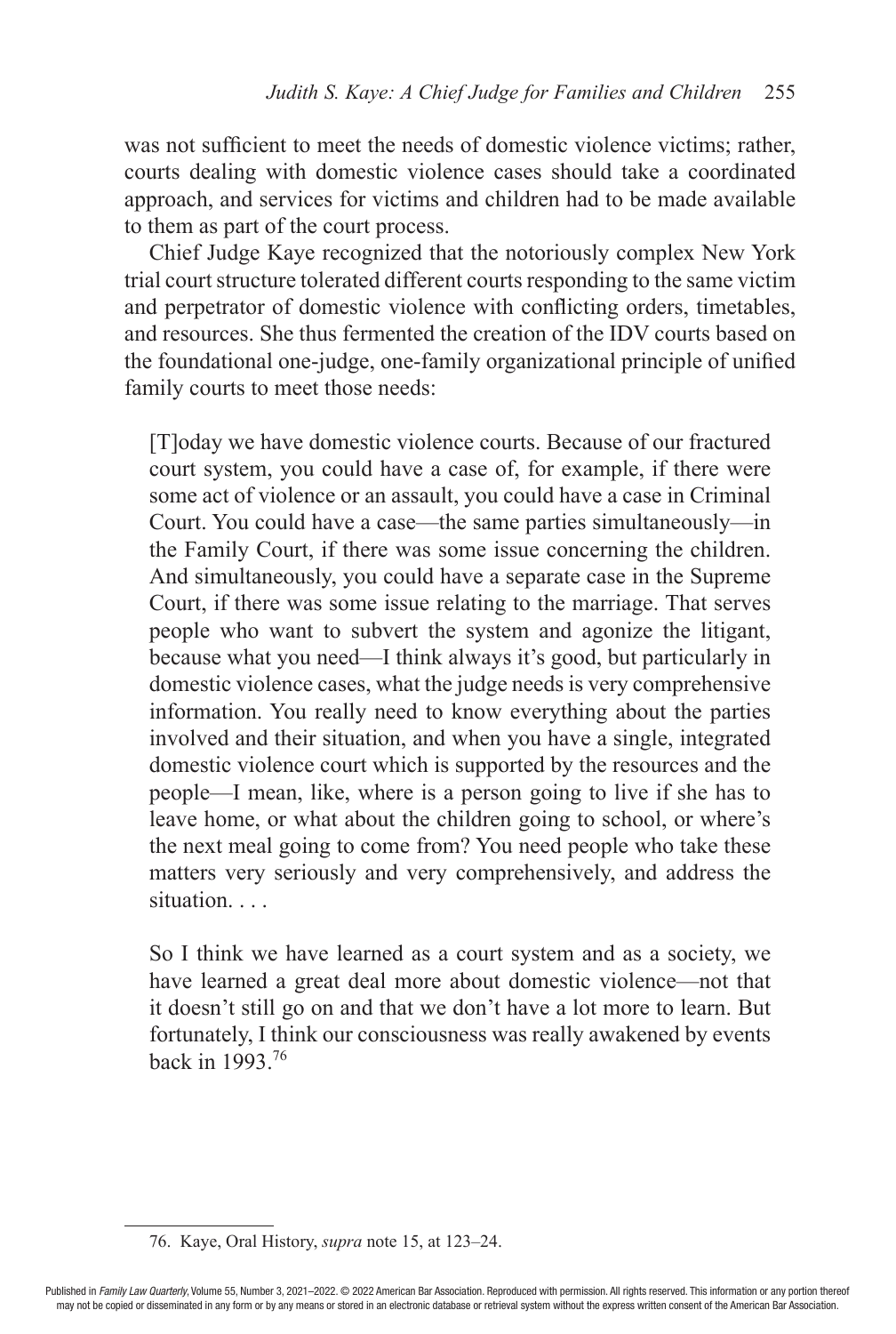was not sufficient to meet the needs of domestic violence victims; rather, courts dealing with domestic violence cases should take a coordinated approach, and services for victims and children had to be made available to them as part of the court process.

Chief Judge Kaye recognized that the notoriously complex New York trial court structure tolerated different courts responding to the same victim and perpetrator of domestic violence with conflicting orders, timetables, and resources. She thus fermented the creation of the IDV courts based on the foundational one-judge, one-family organizational principle of unified family courts to meet those needs:

> [T]oday we have domestic violence courts. Because of our fractured court system, you could have a case of, for example, if there were some act of violence or an assault, you could have a case in Criminal Court. You could have a case—the same parties simultaneously—in the Family Court, if there was some issue concerning the children. And simultaneously, you could have a separate case in the Supreme Court, if there was some issue relating to the marriage. That serves people who want to subvert the system and agonize the litigant, because what you need—I think always it's good, but particularly in domestic violence cases, what the judge needs is very comprehensive information. You really need to know everything about the parties involved and their situation, and when you have a single, integrated domestic violence court which is supported by the resources and the people—I mean, like, where is a person going to live if she has to leave home, or what about the children going to school, or where's the next meal going to come from? You need people who take these matters very seriously and very comprehensively, and address the situation. . . .
>
> So I think we have learned as a court system and as a society, we have learned a great deal more about domestic violence—not that it doesn't still go on and that we don't have a lot more to learn. But fortunately, I think our consciousness was really awakened by events back in 1993.[76]

76. Kaye, Oral History, *supra* note 15, at 123–24.

Published in *Family Law Quarterly*, Volume 55, Number 3, 2021–2022. © 2022 American Bar Association. Reproduced with permission. All rights reserved. This information or any portion thereof may not be copied or disseminated in any form or by any means or stored in an electronic database or retrieval system without the express written consent of the American Bar Association.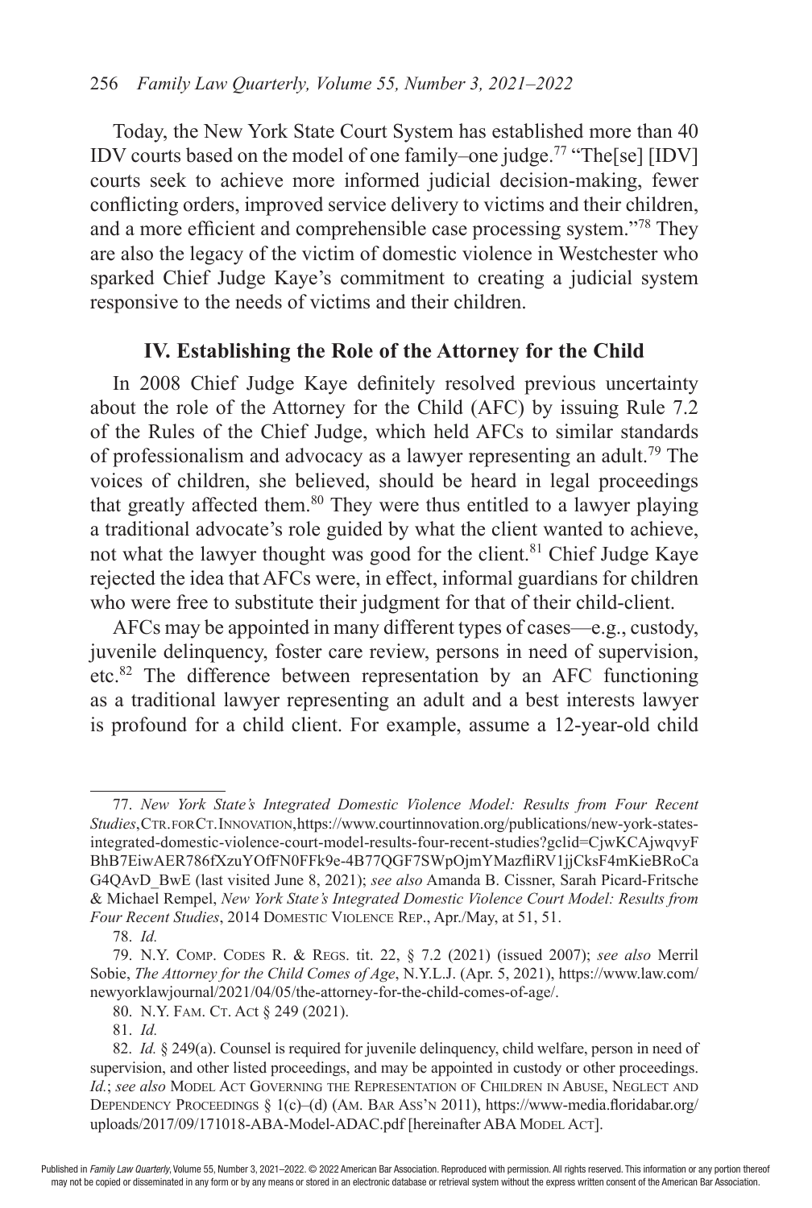Today, the New York State Court System has established more than 40 IDV courts based on the model of one family–one judge.[77] "The[se] [IDV] courts seek to achieve more informed judicial decision-making, fewer conflicting orders, improved service delivery to victims and their children, and a more efficient and comprehensible case processing system."[78] They are also the legacy of the victim of domestic violence in Westchester who sparked Chief Judge Kaye's commitment to creating a judicial system responsive to the needs of victims and their children.

## IV. Establishing the Role of the Attorney for the Child

In 2008 Chief Judge Kaye definitely resolved previous uncertainty about the role of the Attorney for the Child (AFC) by issuing Rule 7.2 of the Rules of the Chief Judge, which held AFCs to similar standards of professionalism and advocacy as a lawyer representing an adult.[79] The voices of children, she believed, should be heard in legal proceedings that greatly affected them.[80] They were thus entitled to a lawyer playing a traditional advocate's role guided by what the client wanted to achieve, not what the lawyer thought was good for the client.[81] Chief Judge Kaye rejected the idea that AFCs were, in effect, informal guardians for children who were free to substitute their judgment for that of their child-client.

AFCs may be appointed in many different types of cases—e.g., custody, juvenile delinquency, foster care review, persons in need of supervision, etc.[82] The difference between representation by an AFC functioning as a traditional lawyer representing an adult and a best interests lawyer is profound for a child client. For example, assume a 12-year-old child

---

77. *New York State's Integrated Domestic Violence Model: Results from Four Recent Studies*, Ctr. for Ct. Innovation, https://www.courtinnovation.org/publications/new-york-states-integrated-domestic-violence-court-model-results-four-recent-studies?gclid=CjwKCAjwqvyFBhB7EiwAER786fXzuYOfFN0FFk9e-4B77QGF7SWpOjmYMazfliRV1jjCksF4mKieBRoCaG4QAvD_BwE (last visited June 8, 2021); *see also* Amanda B. Cissner, Sarah Picard-Fritsche & Michael Rempel, *New York State's Integrated Domestic Violence Court Model: Results from Four Recent Studies*, 2014 Domestic Violence Rep., Apr./May, at 51, 51.

78. *Id.*

79. N.Y. Comp. Codes R. & Regs. tit. 22, § 7.2 (2021) (issued 2007); *see also* Merril Sobie, *The Attorney for the Child Comes of Age*, N.Y.L.J. (Apr. 5, 2021), https://www.law.com/newyorklawjournal/2021/04/05/the-attorney-for-the-child-comes-of-age/.

80. N.Y. Fam. Ct. Act § 249 (2021).

81. *Id.*

82. *Id.* § 249(a). Counsel is required for juvenile delinquency, child welfare, person in need of supervision, and other listed proceedings, and may be appointed in custody or other proceedings. *Id.*; *see also* Model Act Governing the Representation of Children in Abuse, Neglect and Dependency Proceedings § 1(c)–(d) (Am. Bar Ass'n 2011), https://www-media.floridabar.org/uploads/2017/09/171018-ABA-Model-ADAC.pdf [hereinafter ABA Model Act].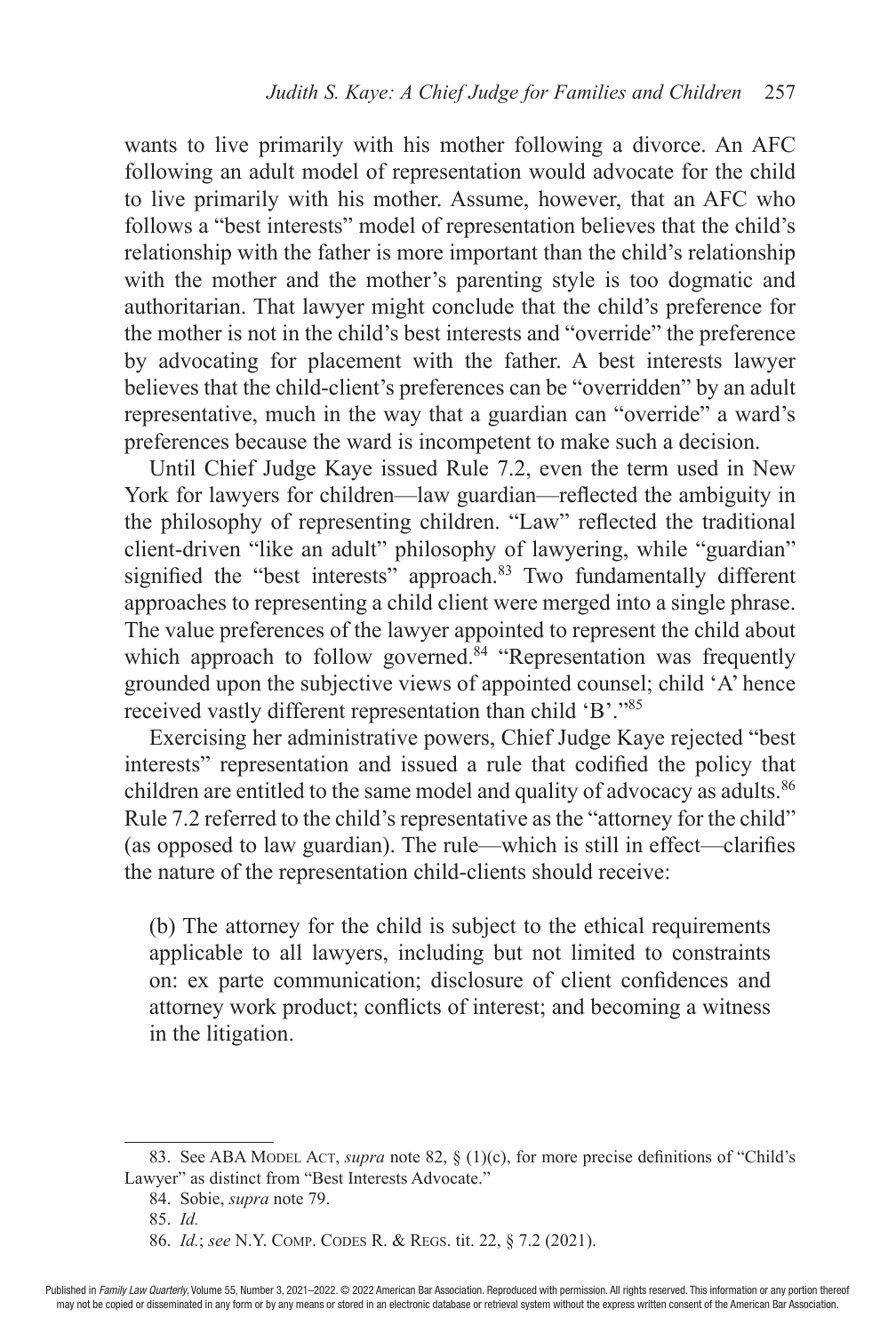wants to live primarily with his mother following a divorce. An AFC following an adult model of representation would advocate for the child to live primarily with his mother. Assume, however, that an AFC who follows a "best interests" model of representation believes that the child's relationship with the father is more important than the child's relationship with the mother and the mother's parenting style is too dogmatic and authoritarian. That lawyer might conclude that the child's preference for the mother is not in the child's best interests and "override" the preference by advocating for placement with the father. A best interests lawyer believes that the child-client's preferences can be "overridden" by an adult representative, much in the way that a guardian can "override" a ward's preferences because the ward is incompetent to make such a decision.

Until Chief Judge Kaye issued Rule 7.2, even the term used in New York for lawyers for children—law guardian—reflected the ambiguity in the philosophy of representing children. "Law" reflected the traditional client-driven "like an adult" philosophy of lawyering, while "guardian" signified the "best interests" approach.[83] Two fundamentally different approaches to representing a child client were merged into a single phrase. The value preferences of the lawyer appointed to represent the child about which approach to follow governed.[84] "Representation was frequently grounded upon the subjective views of appointed counsel; child 'A' hence received vastly different representation than child 'B'."[85]

Exercising her administrative powers, Chief Judge Kaye rejected "best interests" representation and issued a rule that codified the policy that children are entitled to the same model and quality of advocacy as adults.[86] Rule 7.2 referred to the child's representative as the "attorney for the child" (as opposed to law guardian). The rule—which is still in effect—clarifies the nature of the representation child-clients should receive:

> (b) The attorney for the child is subject to the ethical requirements applicable to all lawyers, including but not limited to constraints on: ex parte communication; disclosure of client confidences and attorney work product; conflicts of interest; and becoming a witness in the litigation.

---

83. See ABA Model Act, *supra* note 82, § (1)(c), for more precise definitions of "Child's Lawyer" as distinct from "Best Interests Advocate."

84. Sobie, *supra* note 79.

85. *Id.*

86. *Id.*; *see* N.Y. Comp. Codes R. & Regs. tit. 22, § 7.2 (2021).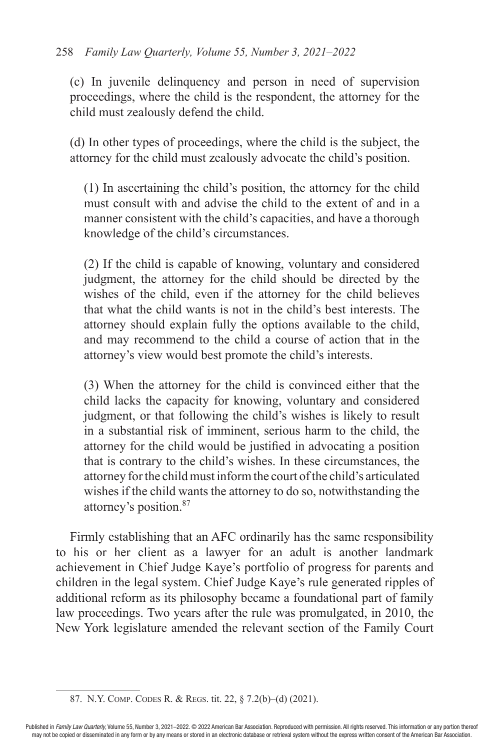(c) In juvenile delinquency and person in need of supervision proceedings, where the child is the respondent, the attorney for the child must zealously defend the child.

(d) In other types of proceedings, where the child is the subject, the attorney for the child must zealously advocate the child's position.

> (1) In ascertaining the child's position, the attorney for the child must consult with and advise the child to the extent of and in a manner consistent with the child's capacities, and have a thorough knowledge of the child's circumstances.
>
> (2) If the child is capable of knowing, voluntary and considered judgment, the attorney for the child should be directed by the wishes of the child, even if the attorney for the child believes that what the child wants is not in the child's best interests. The attorney should explain fully the options available to the child, and may recommend to the child a course of action that in the attorney's view would best promote the child's interests.
>
> (3) When the attorney for the child is convinced either that the child lacks the capacity for knowing, voluntary and considered judgment, or that following the child's wishes is likely to result in a substantial risk of imminent, serious harm to the child, the attorney for the child would be justified in advocating a position that is contrary to the child's wishes. In these circumstances, the attorney for the child must inform the court of the child's articulated wishes if the child wants the attorney to do so, notwithstanding the attorney's position.[87]

Firmly establishing that an AFC ordinarily has the same responsibility to his or her client as a lawyer for an adult is another landmark achievement in Chief Judge Kaye's portfolio of progress for parents and children in the legal system. Chief Judge Kaye's rule generated ripples of additional reform as its philosophy became a foundational part of family law proceedings. Two years after the rule was promulgated, in 2010, the New York legislature amended the relevant section of the Family Court

87. N.Y. Comp. Codes R. & Regs. tit. 22, § 7.2(b)–(d) (2021).

Published in *Family Law Quarterly*, Volume 55, Number 3, 2021–2022. © 2022 American Bar Association. Reproduced with permission. All rights reserved. This information or any portion thereof may not be copied or disseminated in any form or by any means or stored in an electronic database or retrieval system without the express written consent of the American Bar Association.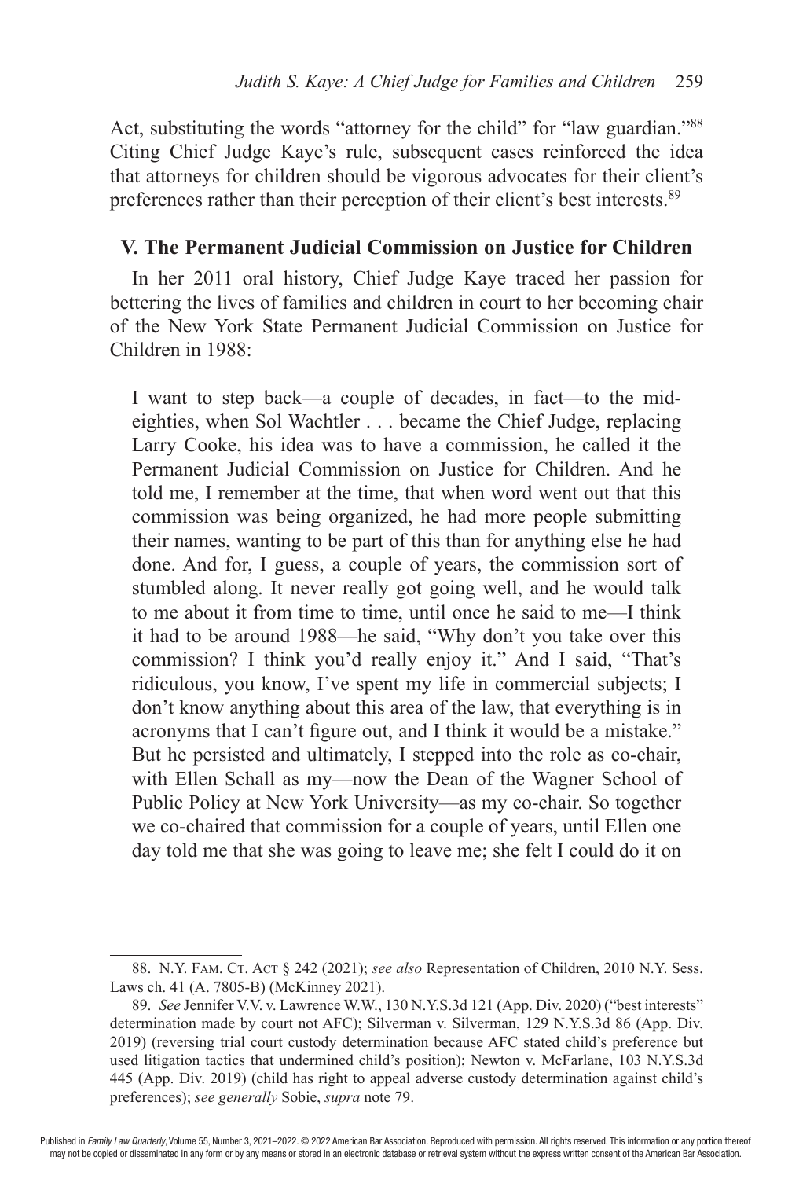Act, substituting the words "attorney for the child" for "law guardian."[88] Citing Chief Judge Kaye's rule, subsequent cases reinforced the idea that attorneys for children should be vigorous advocates for their client's preferences rather than their perception of their client's best interests.[89]

## V. The Permanent Judicial Commission on Justice for Children

In her 2011 oral history, Chief Judge Kaye traced her passion for bettering the lives of families and children in court to her becoming chair of the New York State Permanent Judicial Commission on Justice for Children in 1988:

> I want to step back—a couple of decades, in fact—to the mid-eighties, when Sol Wachtler . . . became the Chief Judge, replacing Larry Cooke, his idea was to have a commission, he called it the Permanent Judicial Commission on Justice for Children. And he told me, I remember at the time, that when word went out that this commission was being organized, he had more people submitting their names, wanting to be part of this than for anything else he had done. And for, I guess, a couple of years, the commission sort of stumbled along. It never really got going well, and he would talk to me about it from time to time, until once he said to me—I think it had to be around 1988—he said, "Why don't you take over this commission? I think you'd really enjoy it." And I said, "That's ridiculous, you know, I've spent my life in commercial subjects; I don't know anything about this area of the law, that everything is in acronyms that I can't figure out, and I think it would be a mistake." But he persisted and ultimately, I stepped into the role as co-chair, with Ellen Schall as my—now the Dean of the Wagner School of Public Policy at New York University—as my co-chair. So together we co-chaired that commission for a couple of years, until Ellen one day told me that she was going to leave me; she felt I could do it on

---

88. N.Y. Fam. Ct. Act § 242 (2021); *see also* Representation of Children, 2010 N.Y. Sess. Laws ch. 41 (A. 7805-B) (McKinney 2021).

89. *See* Jennifer V.V. v. Lawrence W.W., 130 N.Y.S.3d 121 (App. Div. 2020) ("best interests" determination made by court not AFC); Silverman v. Silverman, 129 N.Y.S.3d 86 (App. Div. 2019) (reversing trial court custody determination because AFC stated child's preference but used litigation tactics that undermined child's position); Newton v. McFarlane, 103 N.Y.S.3d 445 (App. Div. 2019) (child has right to appeal adverse custody determination against child's preferences); *see generally* Sobie, *supra* note 79.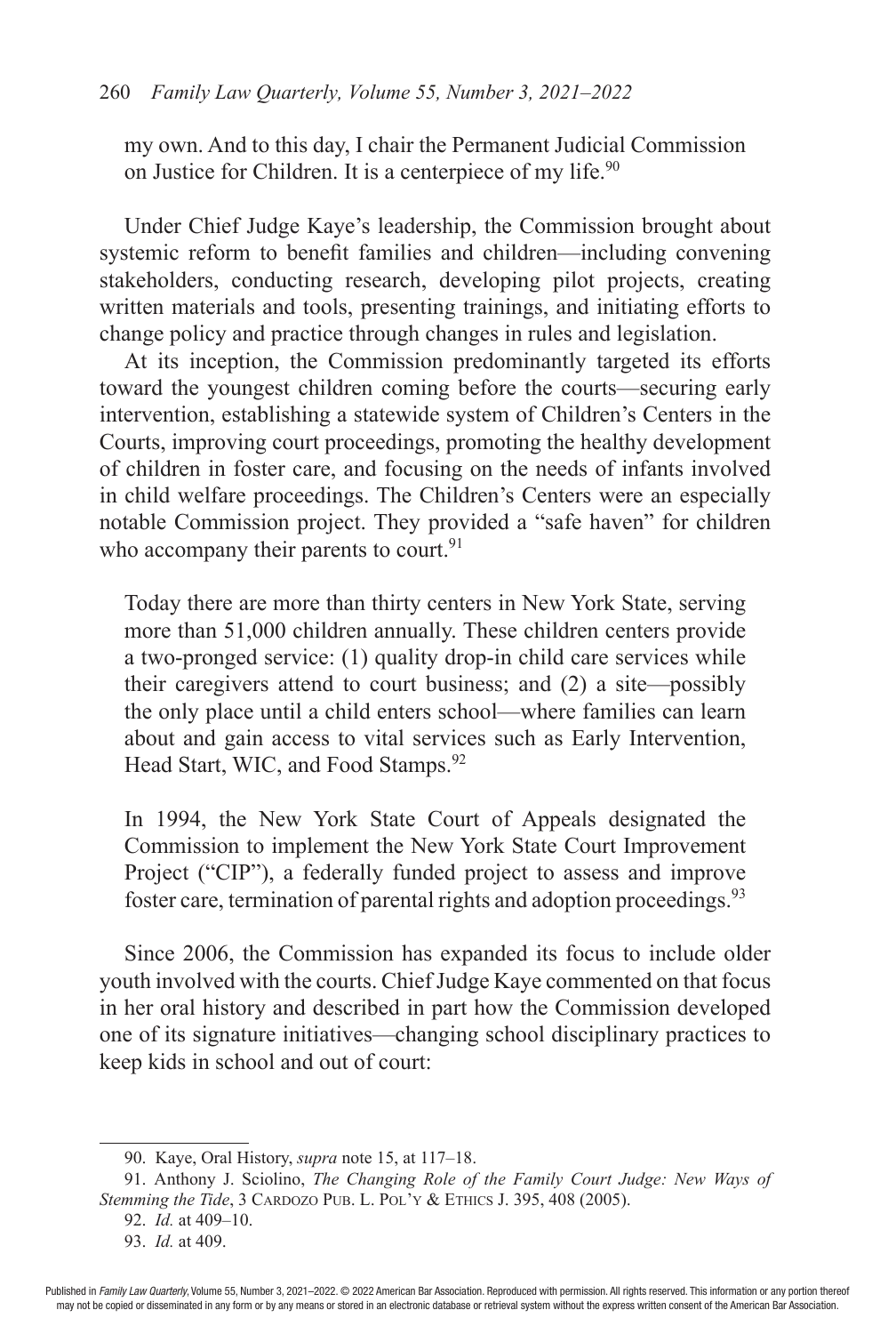my own. And to this day, I chair the Permanent Judicial Commission on Justice for Children. It is a centerpiece of my life.[90]

Under Chief Judge Kaye's leadership, the Commission brought about systemic reform to benefit families and children—including convening stakeholders, conducting research, developing pilot projects, creating written materials and tools, presenting trainings, and initiating efforts to change policy and practice through changes in rules and legislation.

At its inception, the Commission predominantly targeted its efforts toward the youngest children coming before the courts—securing early intervention, establishing a statewide system of Children's Centers in the Courts, improving court proceedings, promoting the healthy development of children in foster care, and focusing on the needs of infants involved in child welfare proceedings. The Children's Centers were an especially notable Commission project. They provided a "safe haven" for children who accompany their parents to court.[91]

> Today there are more than thirty centers in New York State, serving more than 51,000 children annually. These children centers provide a two-pronged service: (1) quality drop-in child care services while their caregivers attend to court business; and (2) a site—possibly the only place until a child enters school—where families can learn about and gain access to vital services such as Early Intervention, Head Start, WIC, and Food Stamps.[92]
>
> In 1994, the New York State Court of Appeals designated the Commission to implement the New York State Court Improvement Project ("CIP"), a federally funded project to assess and improve foster care, termination of parental rights and adoption proceedings.[93]

Since 2006, the Commission has expanded its focus to include older youth involved with the courts. Chief Judge Kaye commented on that focus in her oral history and described in part how the Commission developed one of its signature initiatives—changing school disciplinary practices to keep kids in school and out of court:

---

90. Kaye, Oral History, *supra* note 15, at 117–18.

91. Anthony J. Sciolino, *The Changing Role of the Family Court Judge: New Ways of Stemming the Tide*, 3 Cardozo Pub. L. Pol'y & Ethics J. 395, 408 (2005).

92. *Id.* at 409–10.

93. *Id.* at 409.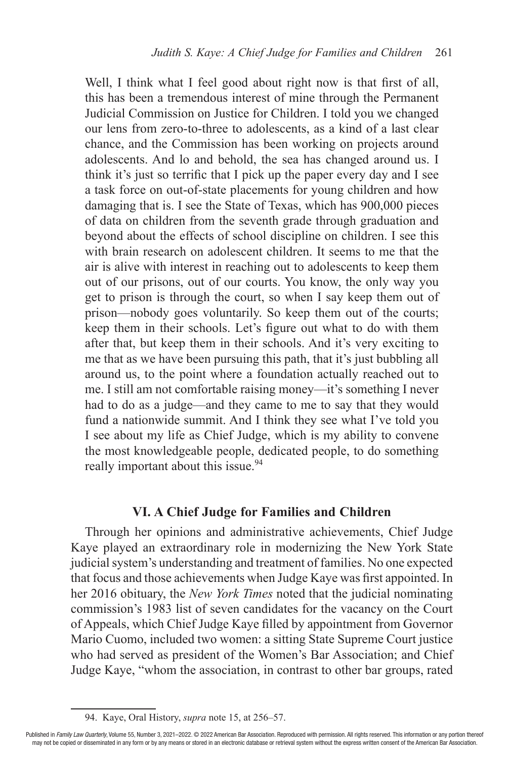Well, I think what I feel good about right now is that first of all, this has been a tremendous interest of mine through the Permanent Judicial Commission on Justice for Children. I told you we changed our lens from zero-to-three to adolescents, as a kind of a last clear chance, and the Commission has been working on projects around adolescents. And lo and behold, the sea has changed around us. I think it's just so terrific that I pick up the paper every day and I see a task force on out-of-state placements for young children and how damaging that is. I see the State of Texas, which has 900,000 pieces of data on children from the seventh grade through graduation and beyond about the effects of school discipline on children. I see this with brain research on adolescent children. It seems to me that the air is alive with interest in reaching out to adolescents to keep them out of our prisons, out of our courts. You know, the only way you get to prison is through the court, so when I say keep them out of prison—nobody goes voluntarily. So keep them out of the courts; keep them in their schools. Let's figure out what to do with them after that, but keep them in their schools. And it's very exciting to me that as we have been pursuing this path, that it's just bubbling all around us, to the point where a foundation actually reached out to me. I still am not comfortable raising money—it's something I never had to do as a judge—and they came to me to say that they would fund a nationwide summit. And I think they see what I've told you I see about my life as Chief Judge, which is my ability to convene the most knowledgeable people, dedicated people, to do something really important about this issue.[94]

## VI. A Chief Judge for Families and Children

Through her opinions and administrative achievements, Chief Judge Kaye played an extraordinary role in modernizing the New York State judicial system's understanding and treatment of families. No one expected that focus and those achievements when Judge Kaye was first appointed. In her 2016 obituary, the *New York Times* noted that the judicial nominating commission's 1983 list of seven candidates for the vacancy on the Court of Appeals, which Chief Judge Kaye filled by appointment from Governor Mario Cuomo, included two women: a sitting State Supreme Court justice who had served as president of the Women's Bar Association; and Chief Judge Kaye, "whom the association, in contrast to other bar groups, rated

94. Kaye, Oral History, *supra* note 15, at 256–57.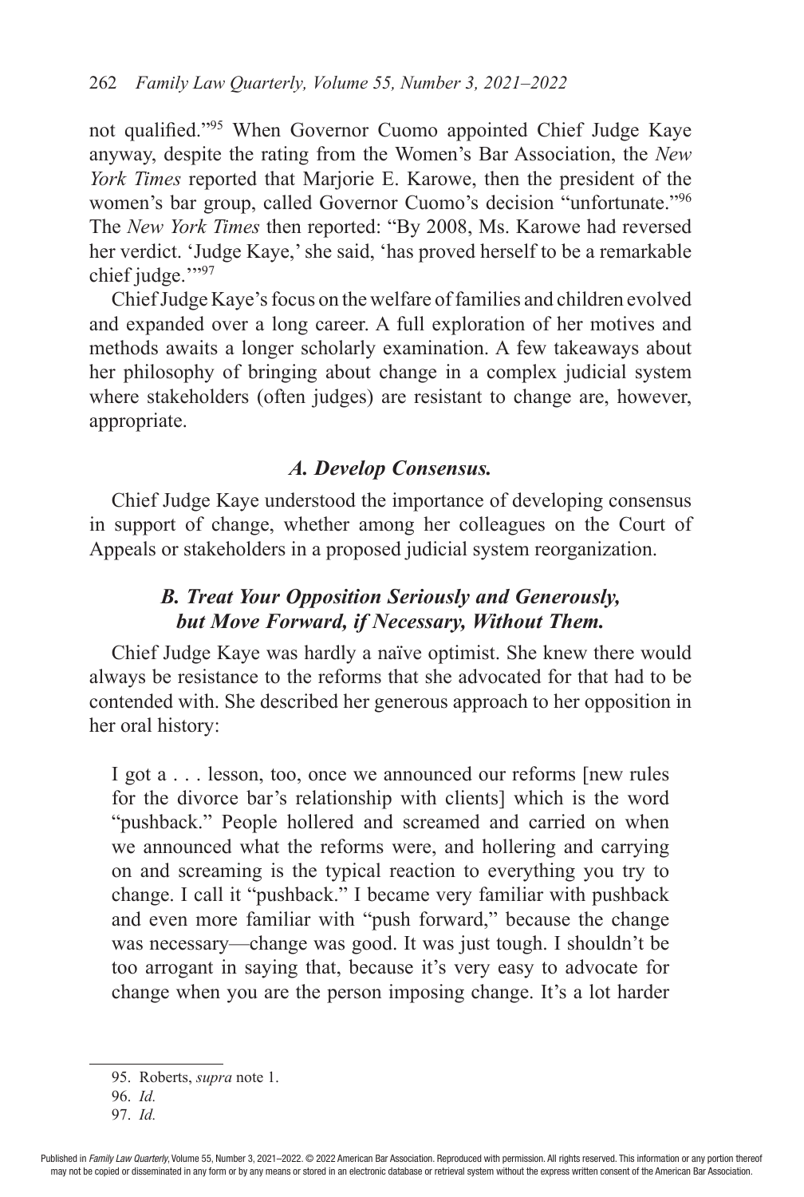not qualified."[95] When Governor Cuomo appointed Chief Judge Kaye anyway, despite the rating from the Women's Bar Association, the *New York Times* reported that Marjorie E. Karowe, then the president of the women's bar group, called Governor Cuomo's decision "unfortunate."[96] The *New York Times* then reported: "By 2008, Ms. Karowe had reversed her verdict. 'Judge Kaye,' she said, 'has proved herself to be a remarkable chief judge.'"[97]

Chief Judge Kaye's focus on the welfare of families and children evolved and expanded over a long career. A full exploration of her motives and methods awaits a longer scholarly examination. A few takeaways about her philosophy of bringing about change in a complex judicial system where stakeholders (often judges) are resistant to change are, however, appropriate.

### *A. Develop Consensus.*

Chief Judge Kaye understood the importance of developing consensus in support of change, whether among her colleagues on the Court of Appeals or stakeholders in a proposed judicial system reorganization.

### *B. Treat Your Opposition Seriously and Generously, but Move Forward, if Necessary, Without Them.*

Chief Judge Kaye was hardly a naïve optimist. She knew there would always be resistance to the reforms that she advocated for that had to be contended with. She described her generous approach to her opposition in her oral history:

> I got a . . . lesson, too, once we announced our reforms [new rules for the divorce bar's relationship with clients] which is the word "pushback." People hollered and screamed and carried on when we announced what the reforms were, and hollering and carrying on and screaming is the typical reaction to everything you try to change. I call it "pushback." I became very familiar with pushback and even more familiar with "push forward," because the change was necessary—change was good. It was just tough. I shouldn't be too arrogant in saying that, because it's very easy to advocate for change when you are the person imposing change. It's a lot harder

95. Roberts, *supra* note 1.

96. *Id.*

97. *Id.*

Published in *Family Law Quarterly*, Volume 55, Number 3, 2021–2022. © 2022 American Bar Association. Reproduced with permission. All rights reserved. This information or any portion thereof may not be copied or disseminated in any form or by any means or stored in an electronic database or retrieval system without the express written consent of the American Bar Association.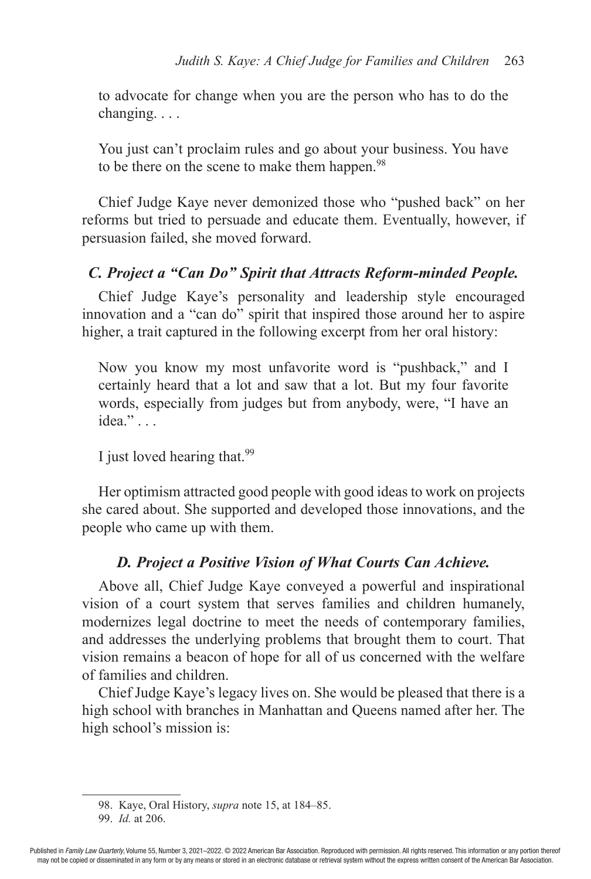to advocate for change when you are the person who has to do the changing. . . .

> You just can't proclaim rules and go about your business. You have to be there on the scene to make them happen.[98]

Chief Judge Kaye never demonized those who "pushed back" on her reforms but tried to persuade and educate them. Eventually, however, if persuasion failed, she moved forward.

### *C. Project a "Can Do" Spirit that Attracts Reform-minded People.*

Chief Judge Kaye's personality and leadership style encouraged innovation and a "can do" spirit that inspired those around her to aspire higher, a trait captured in the following excerpt from her oral history:

> Now you know my most unfavorite word is "pushback," and I certainly heard that a lot and saw that a lot. But my four favorite words, especially from judges but from anybody, were, "I have an idea." . . .
>
> I just loved hearing that.[99]

Her optimism attracted good people with good ideas to work on projects she cared about. She supported and developed those innovations, and the people who came up with them.

### *D. Project a Positive Vision of What Courts Can Achieve.*

Above all, Chief Judge Kaye conveyed a powerful and inspirational vision of a court system that serves families and children humanely, modernizes legal doctrine to meet the needs of contemporary families, and addresses the underlying problems that brought them to court. That vision remains a beacon of hope for all of us concerned with the welfare of families and children.

Chief Judge Kaye's legacy lives on. She would be pleased that there is a high school with branches in Manhattan and Queens named after her. The high school's mission is:

---

98. Kaye, Oral History, *supra* note 15, at 184–85.

99. *Id.* at 206.

Published in *Family Law Quarterly*, Volume 55, Number 3, 2021–2022. © 2022 American Bar Association. Reproduced with permission. All rights reserved. This information or any portion thereof may not be copied or disseminated in any form or by any means or stored in an electronic database or retrieval system without the express written consent of the American Bar Association.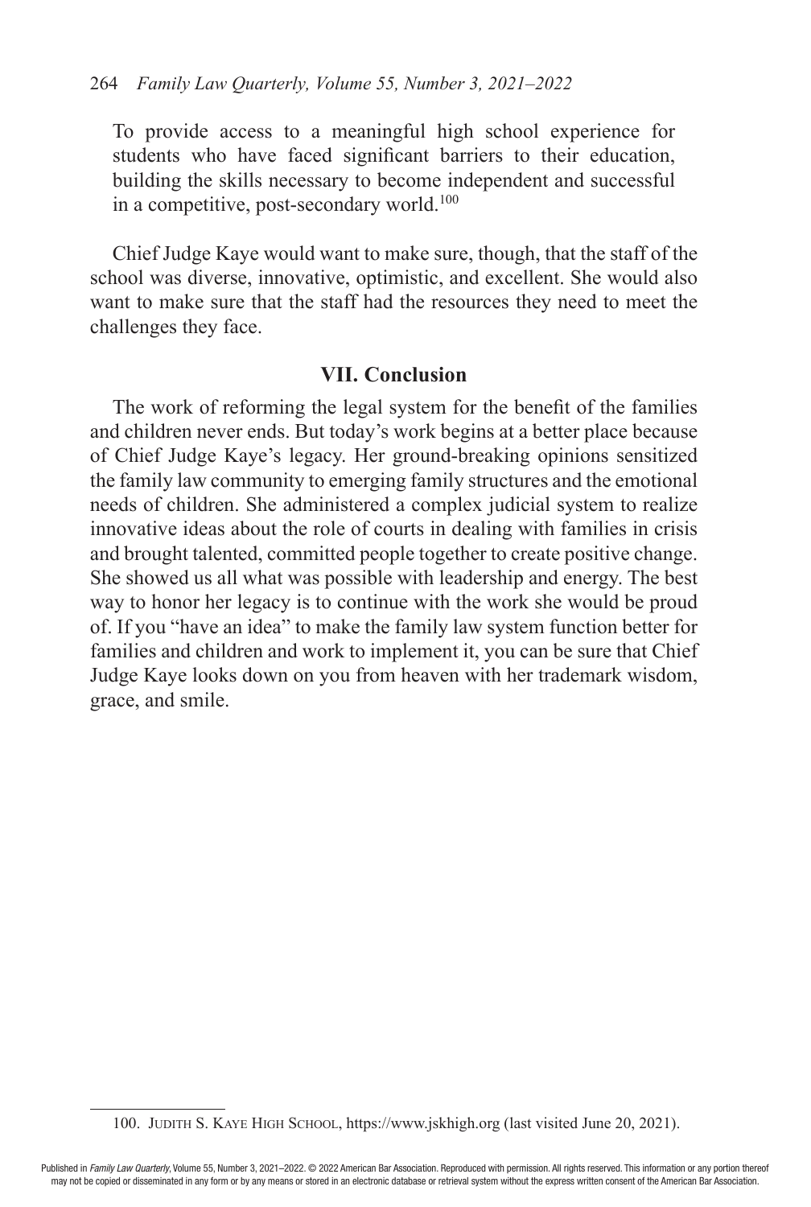> To provide access to a meaningful high school experience for students who have faced significant barriers to their education, building the skills necessary to become independent and successful in a competitive, post-secondary world.[100]

Chief Judge Kaye would want to make sure, though, that the staff of the school was diverse, innovative, optimistic, and excellent. She would also want to make sure that the staff had the resources they need to meet the challenges they face.

## VII. Conclusion

The work of reforming the legal system for the benefit of the families and children never ends. But today's work begins at a better place because of Chief Judge Kaye's legacy. Her ground-breaking opinions sensitized the family law community to emerging family structures and the emotional needs of children. She administered a complex judicial system to realize innovative ideas about the role of courts in dealing with families in crisis and brought talented, committed people together to create positive change. She showed us all what was possible with leadership and energy. The best way to honor her legacy is to continue with the work she would be proud of. If you "have an idea" to make the family law system function better for families and children and work to implement it, you can be sure that Chief Judge Kaye looks down on you from heaven with her trademark wisdom, grace, and smile.

---

100. Judith S. Kaye High School, https://www.jskhigh.org (last visited June 20, 2021).

Published in *Family Law Quarterly*, Volume 55, Number 3, 2021–2022. © 2022 American Bar Association. Reproduced with permission. All rights reserved. This information or any portion thereof may not be copied or disseminated in any form or by any means or stored in an electronic database or retrieval system without the express written consent of the American Bar Association.